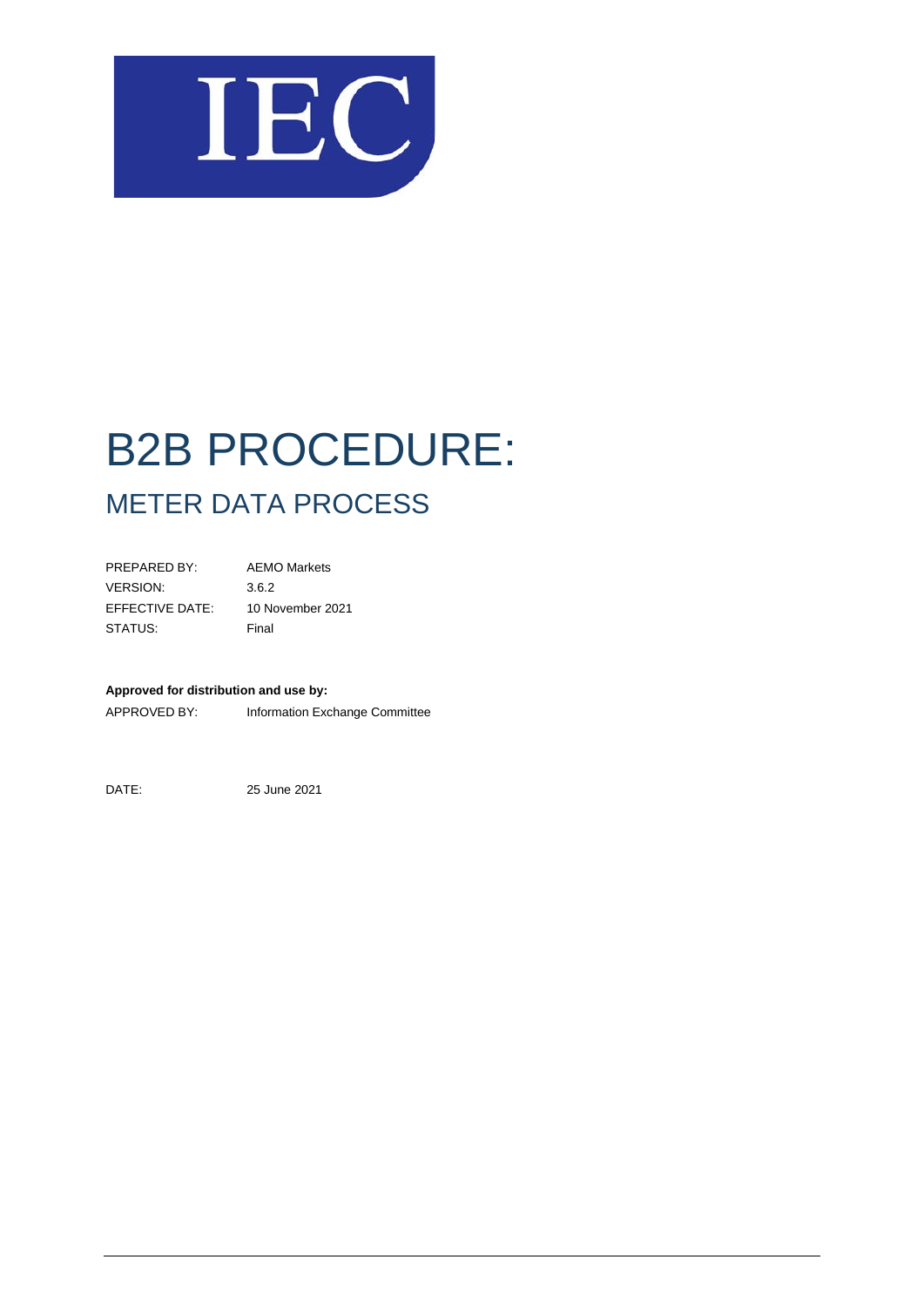IEC

# B2B PROCEDURE:

## METER DATA PROCESS

| | |
|---|---|
| PREPARED BY: | AEMO Markets |
| VERSION: | 3.6.2 |
| EFFECTIVE DATE: | 10 November 2021 |
| STATUS: | Final |

**Approved for distribution and use by:**

APPROVED BY: Information Exchange Committee

DATE: 25 June 2021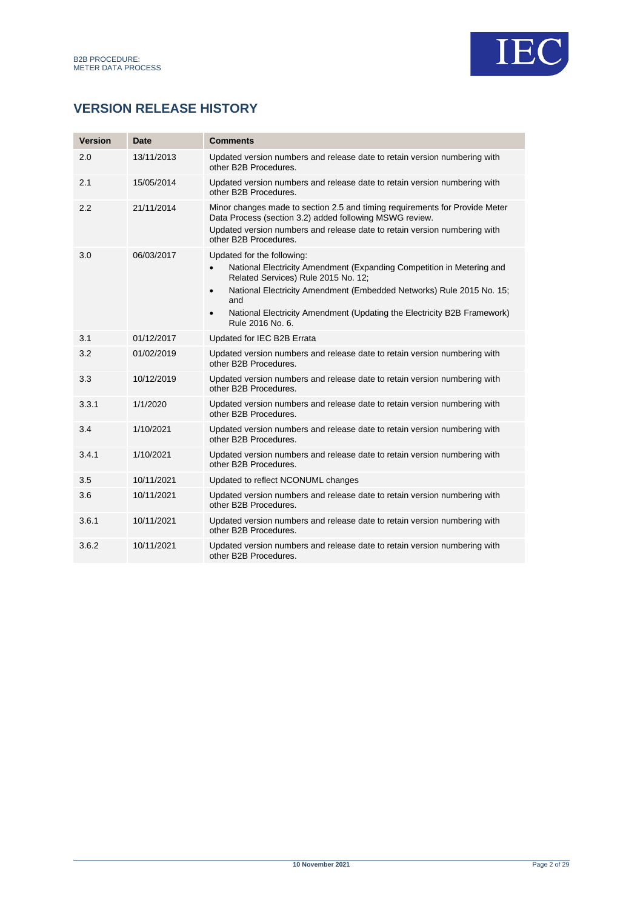## VERSION RELEASE HISTORY

| Version | Date | Comments |
|---|---|---|
| 2.0 | 13/11/2013 | Updated version numbers and release date to retain version numbering with other B2B Procedures. |
| 2.1 | 15/05/2014 | Updated version numbers and release date to retain version numbering with other B2B Procedures. |
| 2.2 | 21/11/2014 | Minor changes made to section 2.5 and timing requirements for Provide Meter Data Process (section 3.2) added following MSWG review. Updated version numbers and release date to retain version numbering with other B2B Procedures. |
| 3.0 | 06/03/2017 | Updated for the following: • National Electricity Amendment (Expanding Competition in Metering and Related Services) Rule 2015 No. 12; • National Electricity Amendment (Embedded Networks) Rule 2015 No. 15; and • National Electricity Amendment (Updating the Electricity B2B Framework) Rule 2016 No. 6. |
| 3.1 | 01/12/2017 | Updated for IEC B2B Errata |
| 3.2 | 01/02/2019 | Updated version numbers and release date to retain version numbering with other B2B Procedures. |
| 3.3 | 10/12/2019 | Updated version numbers and release date to retain version numbering with other B2B Procedures. |
| 3.3.1 | 1/1/2020 | Updated version numbers and release date to retain version numbering with other B2B Procedures. |
| 3.4 | 1/10/2021 | Updated version numbers and release date to retain version numbering with other B2B Procedures. |
| 3.4.1 | 1/10/2021 | Updated version numbers and release date to retain version numbering with other B2B Procedures. |
| 3.5 | 10/11/2021 | Updated to reflect NCONUML changes |
| 3.6 | 10/11/2021 | Updated version numbers and release date to retain version numbering with other B2B Procedures. |
| 3.6.1 | 10/11/2021 | Updated version numbers and release date to retain version numbering with other B2B Procedures. |
| 3.6.2 | 10/11/2021 | Updated version numbers and release date to retain version numbering with other B2B Procedures. |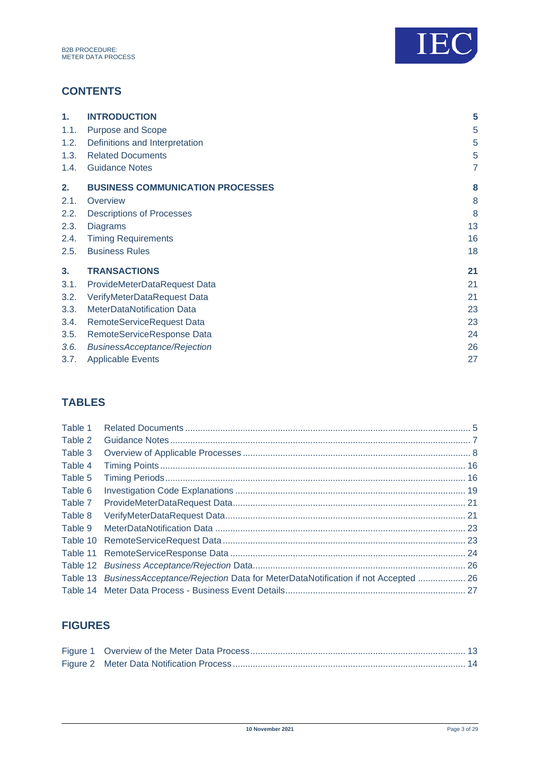## CONTENTS

| | | |
|---|---|---|
| **1.** | **INTRODUCTION** | **5** |
| 1.1. | Purpose and Scope | 5 |
| 1.2. | Definitions and Interpretation | 5 |
| 1.3. | Related Documents | 5 |
| 1.4. | Guidance Notes | 7 |
| **2.** | **BUSINESS COMMUNICATION PROCESSES** | **8** |
| 2.1. | Overview | 8 |
| 2.2. | Descriptions of Processes | 8 |
| 2.3. | Diagrams | 13 |
| 2.4. | Timing Requirements | 16 |
| 2.5. | Business Rules | 18 |
| **3.** | **TRANSACTIONS** | **21** |
| 3.1. | ProvideMeterDataRequest Data | 21 |
| 3.2. | VerifyMeterDataRequest Data | 21 |
| 3.3. | MeterDataNotification Data | 23 |
| 3.4. | RemoteServiceRequest Data | 23 |
| 3.5. | RemoteServiceResponse Data | 24 |
| *3.6.* | *BusinessAcceptance/Rejection* | 26 |
| 3.7. | Applicable Events | 27 |

## TABLES

| | | |
|---|---|---|
| Table 1 | Related Documents | 5 |
| Table 2 | Guidance Notes | 7 |
| Table 3 | Overview of Applicable Processes | 8 |
| Table 4 | Timing Points | 16 |
| Table 5 | Timing Periods | 16 |
| Table 6 | Investigation Code Explanations | 19 |
| Table 7 | ProvideMeterDataRequest Data | 21 |
| Table 8 | VerifyMeterDataRequest Data | 21 |
| Table 9 | MeterDataNotification Data | 23 |
| Table 10 | RemoteServiceRequest Data | 23 |
| Table 11 | RemoteServiceResponse Data | 24 |
| Table 12 | *Business Acceptance/Rejection* Data | 26 |
| Table 13 | *BusinessAcceptance/Rejection* Data for MeterDataNotification if not Accepted | 26 |
| Table 14 | Meter Data Process - Business Event Details | 27 |

## FIGURES

| | | |
|---|---|---|
| Figure 1 | Overview of the Meter Data Process | 13 |
| Figure 2 | Meter Data Notification Process | 14 |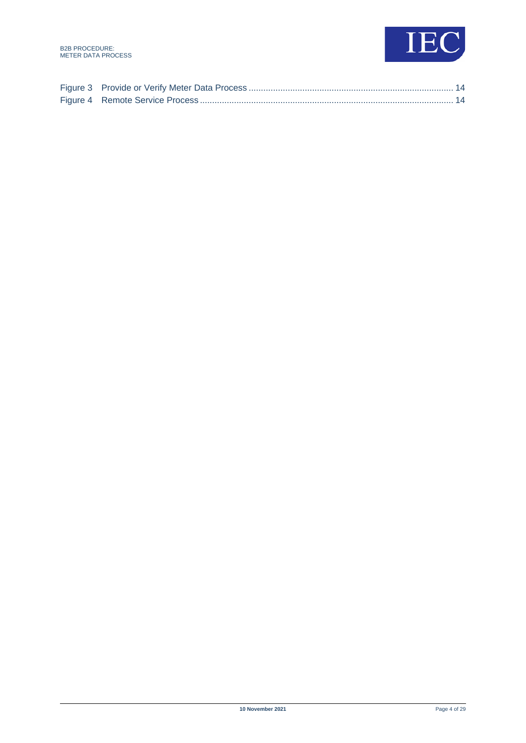Figure 3 Provide or Verify Meter Data Process ..................................................................................... 14
Figure 4 Remote Service Process ......................................................................................................... 14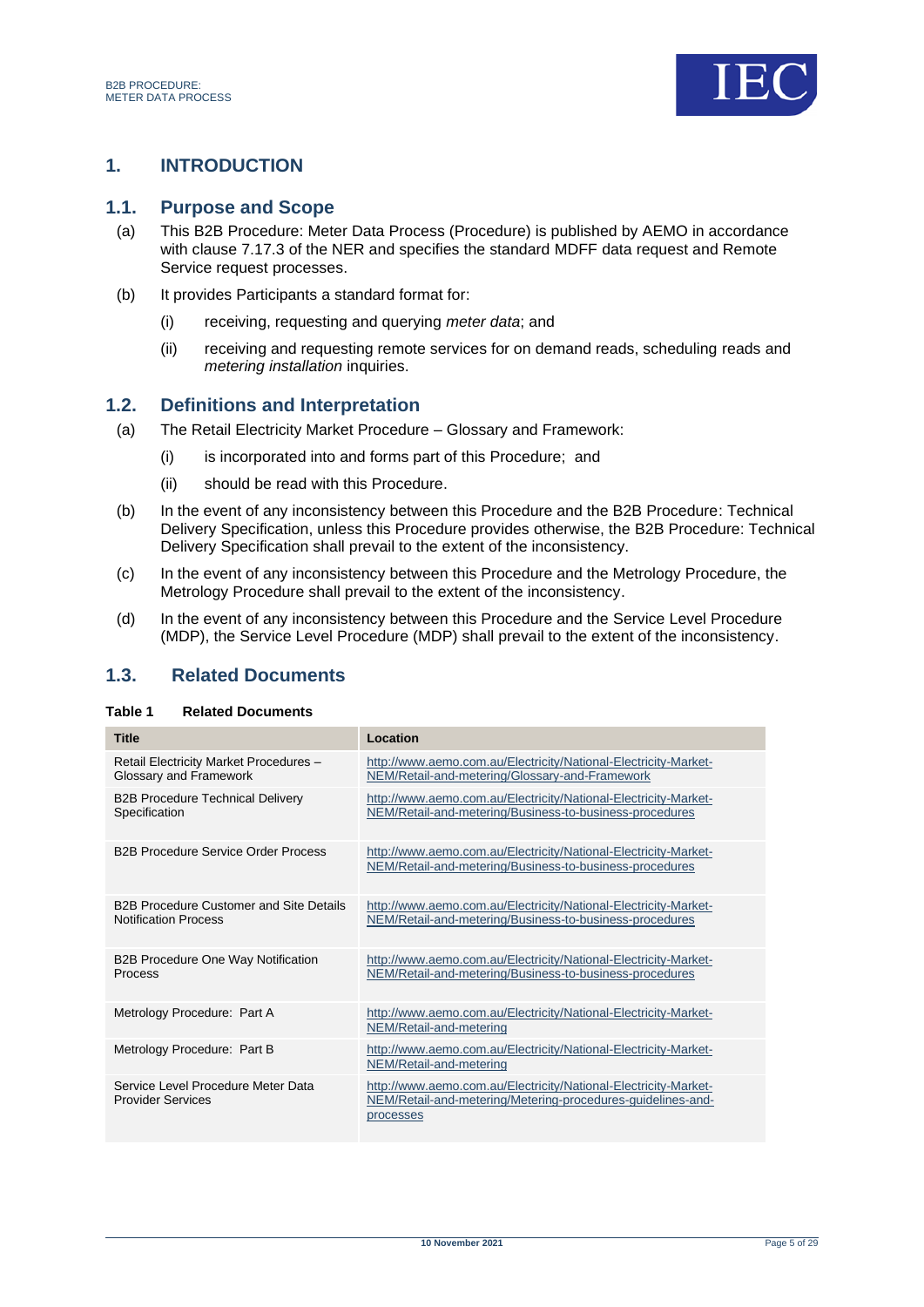# 1. INTRODUCTION

## 1.1. Purpose and Scope

(a) This B2B Procedure: Meter Data Process (Procedure) is published by AEMO in accordance with clause 7.17.3 of the NER and specifies the standard MDFF data request and Remote Service request processes.

(b) It provides Participants a standard format for:

(i) receiving, requesting and querying *meter data*; and

(ii) receiving and requesting remote services for on demand reads, scheduling reads and *metering installation* inquiries.

## 1.2. Definitions and Interpretation

(a) The Retail Electricity Market Procedure – Glossary and Framework:

(i) is incorporated into and forms part of this Procedure; and

(ii) should be read with this Procedure.

(b) In the event of any inconsistency between this Procedure and the B2B Procedure: Technical Delivery Specification, unless this Procedure provides otherwise, the B2B Procedure: Technical Delivery Specification shall prevail to the extent of the inconsistency.

(c) In the event of any inconsistency between this Procedure and the Metrology Procedure, the Metrology Procedure shall prevail to the extent of the inconsistency.

(d) In the event of any inconsistency between this Procedure and the Service Level Procedure (MDP), the Service Level Procedure (MDP) shall prevail to the extent of the inconsistency.

## 1.3. Related Documents

**Table 1 Related Documents**

| Title | Location |
| --- | --- |
| Retail Electricity Market Procedures – Glossary and Framework | http://www.aemo.com.au/Electricity/National-Electricity-Market-NEM/Retail-and-metering/Glossary-and-Framework |
| B2B Procedure Technical Delivery Specification | http://www.aemo.com.au/Electricity/National-Electricity-Market-NEM/Retail-and-metering/Business-to-business-procedures |
| B2B Procedure Service Order Process | http://www.aemo.com.au/Electricity/National-Electricity-Market-NEM/Retail-and-metering/Business-to-business-procedures |
| B2B Procedure Customer and Site Details Notification Process | http://www.aemo.com.au/Electricity/National-Electricity-Market-NEM/Retail-and-metering/Business-to-business-procedures |
| B2B Procedure One Way Notification Process | http://www.aemo.com.au/Electricity/National-Electricity-Market-NEM/Retail-and-metering/Business-to-business-procedures |
| Metrology Procedure: Part A | http://www.aemo.com.au/Electricity/National-Electricity-Market-NEM/Retail-and-metering |
| Metrology Procedure: Part B | http://www.aemo.com.au/Electricity/National-Electricity-Market-NEM/Retail-and-metering |
| Service Level Procedure Meter Data Provider Services | http://www.aemo.com.au/Electricity/National-Electricity-Market-NEM/Retail-and-metering/Metering-procedures-guidelines-and-processes |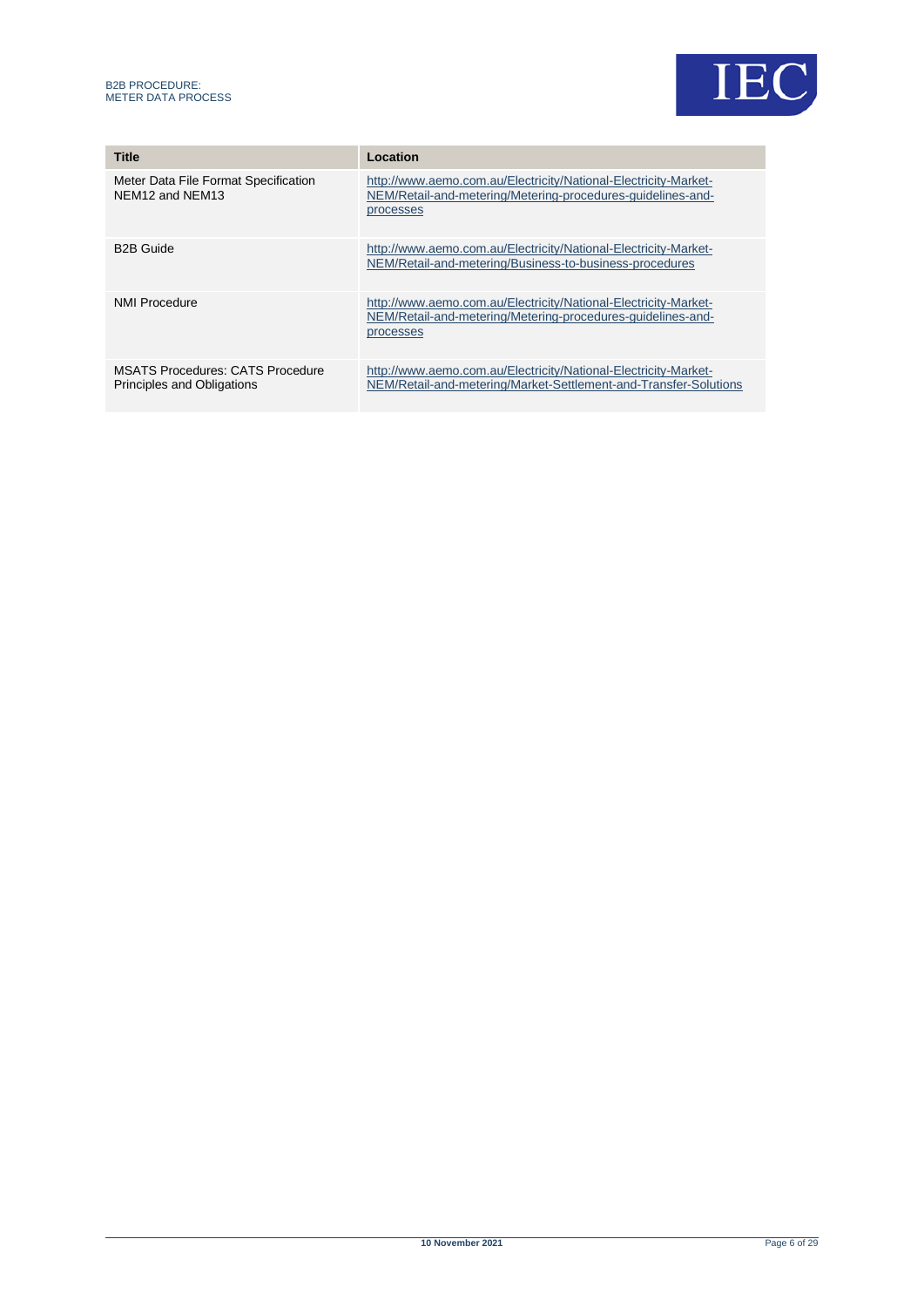| Title | Location |
|---|---|
| Meter Data File Format Specification NEM12 and NEM13 | http://www.aemo.com.au/Electricity/National-Electricity-Market-NEM/Retail-and-metering/Metering-procedures-guidelines-and-processes |
| B2B Guide | http://www.aemo.com.au/Electricity/National-Electricity-Market-NEM/Retail-and-metering/Business-to-business-procedures |
| NMI Procedure | http://www.aemo.com.au/Electricity/National-Electricity-Market-NEM/Retail-and-metering/Metering-procedures-guidelines-and-processes |
| MSATS Procedures: CATS Procedure Principles and Obligations | http://www.aemo.com.au/Electricity/National-Electricity-Market-NEM/Retail-and-metering/Market-Settlement-and-Transfer-Solutions |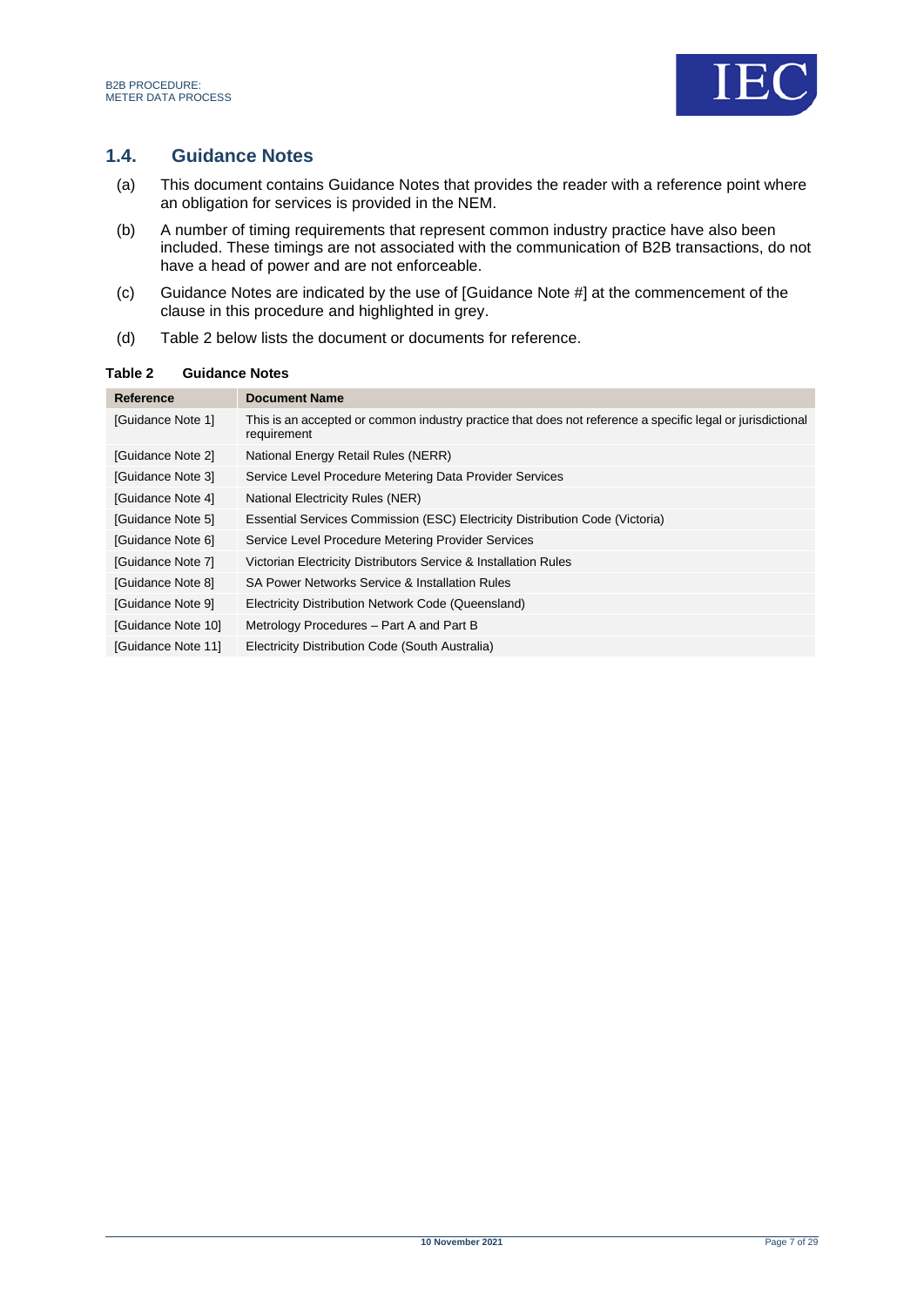## 1.4. Guidance Notes

(a) This document contains Guidance Notes that provides the reader with a reference point where an obligation for services is provided in the NEM.

(b) A number of timing requirements that represent common industry practice have also been included. These timings are not associated with the communication of B2B transactions, do not have a head of power and are not enforceable.

(c) Guidance Notes are indicated by the use of [Guidance Note #] at the commencement of the clause in this procedure and highlighted in grey.

(d) Table 2 below lists the document or documents for reference.

**Table 2 Guidance Notes**

| Reference | Document Name |
|---|---|
| [Guidance Note 1] | This is an accepted or common industry practice that does not reference a specific legal or jurisdictional requirement |
| [Guidance Note 2] | National Energy Retail Rules (NERR) |
| [Guidance Note 3] | Service Level Procedure Metering Data Provider Services |
| [Guidance Note 4] | National Electricity Rules (NER) |
| [Guidance Note 5] | Essential Services Commission (ESC) Electricity Distribution Code (Victoria) |
| [Guidance Note 6] | Service Level Procedure Metering Provider Services |
| [Guidance Note 7] | Victorian Electricity Distributors Service & Installation Rules |
| [Guidance Note 8] | SA Power Networks Service & Installation Rules |
| [Guidance Note 9] | Electricity Distribution Network Code (Queensland) |
| [Guidance Note 10] | Metrology Procedures – Part A and Part B |
| [Guidance Note 11] | Electricity Distribution Code (South Australia) |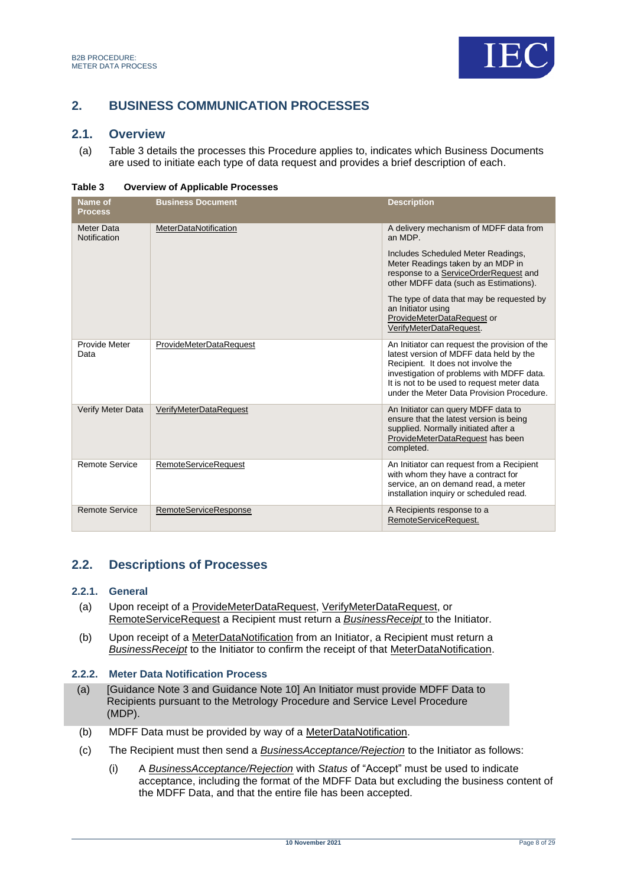## 2. BUSINESS COMMUNICATION PROCESSES

### 2.1. Overview

(a) Table 3 details the processes this Procedure applies to, indicates which Business Documents are used to initiate each type of data request and provides a brief description of each.

**Table 3 Overview of Applicable Processes**

| Name of Process | Business Document | Description |
|---|---|---|
| Meter Data Notification | MeterDataNotification | A delivery mechanism of MDFF data from an MDP.<br><br>Includes Scheduled Meter Readings, Meter Readings taken by an MDP in response to a ServiceOrderRequest and other MDFF data (such as Estimations).<br><br>The type of data that may be requested by an Initiator using ProvideMeterDataRequest or VerifyMeterDataRequest. |
| Provide Meter Data | ProvideMeterDataRequest | An Initiator can request the provision of the latest version of MDFF data held by the Recipient. It does not involve the investigation of problems with MDFF data. It is not to be used to request meter data under the Meter Data Provision Procedure. |
| Verify Meter Data | VerifyMeterDataRequest | An Initiator can query MDFF data to ensure that the latest version is being supplied. Normally initiated after a ProvideMeterDataRequest has been completed. |
| Remote Service | RemoteServiceRequest | An Initiator can request from a Recipient with whom they have a contract for service, an on demand read, a meter installation inquiry or scheduled read. |
| Remote Service | RemoteServiceResponse | A Recipients response to a RemoteServiceRequest. |

### 2.2. Descriptions of Processes

#### 2.2.1. General

(a) Upon receipt of a ProvideMeterDataRequest, VerifyMeterDataRequest, or RemoteServiceRequest a Recipient must return a *BusinessReceipt* to the Initiator.

(b) Upon receipt of a MeterDataNotification from an Initiator, a Recipient must return a *BusinessReceipt* to the Initiator to confirm the receipt of that MeterDataNotification.

#### 2.2.2. Meter Data Notification Process

(a) [Guidance Note 3 and Guidance Note 10] An Initiator must provide MDFF Data to Recipients pursuant to the Metrology Procedure and Service Level Procedure (MDP).

(b) MDFF Data must be provided by way of a MeterDataNotification.

(c) The Recipient must then send a *BusinessAcceptance/Rejection* to the Initiator as follows:

(i) A *BusinessAcceptance/Rejection* with *Status* of "Accept" must be used to indicate acceptance, including the format of the MDFF Data but excluding the business content of the MDFF Data, and that the entire file has been accepted.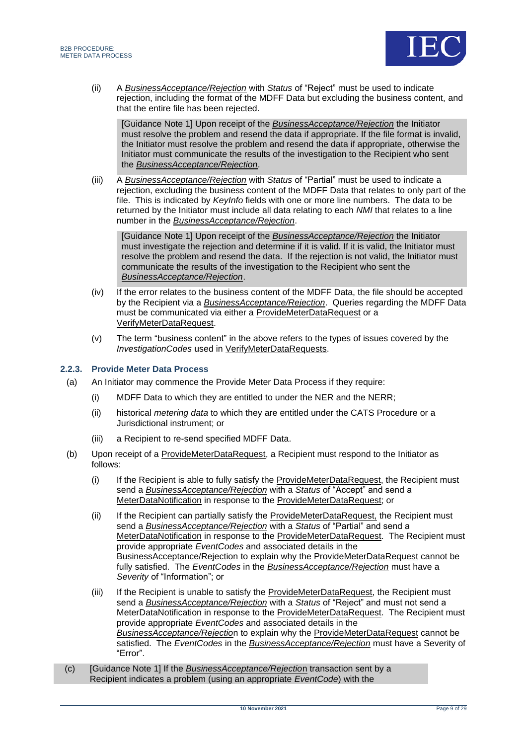(ii) A *BusinessAcceptance/Rejection* with *Status* of "Reject" must be used to indicate rejection, including the format of the MDFF Data but excluding the business content, and that the entire file has been rejected.

> [Guidance Note 1] Upon receipt of the *BusinessAcceptance/Rejection* the Initiator must resolve the problem and resend the data if appropriate. If the file format is invalid, the Initiator must resolve the problem and resend the data if appropriate, otherwise the Initiator must communicate the results of the investigation to the Recipient who sent the *BusinessAcceptance/Rejection*.

(iii) A *BusinessAcceptance/Rejection* with *Status* of "Partial" must be used to indicate a rejection, excluding the business content of the MDFF Data that relates to only part of the file. This is indicated by *KeyInfo* fields with one or more line numbers. The data to be returned by the Initiator must include all data relating to each *NMI* that relates to a line number in the *BusinessAcceptance/Rejection*.

> [Guidance Note 1] Upon receipt of the *BusinessAcceptance/Rejection* the Initiator must investigate the rejection and determine if it is valid. If it is valid, the Initiator must resolve the problem and resend the data. If the rejection is not valid, the Initiator must communicate the results of the investigation to the Recipient who sent the *BusinessAcceptance/Rejection*.

(iv) If the error relates to the business content of the MDFF Data, the file should be accepted by the Recipient via a *BusinessAcceptance/Rejection*. Queries regarding the MDFF Data must be communicated via either a ProvideMeterDataRequest or a VerifyMeterDataRequest.

(v) The term "business content" in the above refers to the types of issues covered by the *InvestigationCodes* used in VerifyMeterDataRequests.

### 2.2.3. Provide Meter Data Process

(a) An Initiator may commence the Provide Meter Data Process if they require:

(i) MDFF Data to which they are entitled to under the NER and the NERR;

(ii) historical *metering data* to which they are entitled under the CATS Procedure or a Jurisdictional instrument; or

(iii) a Recipient to re-send specified MDFF Data.

(b) Upon receipt of a ProvideMeterDataRequest, a Recipient must respond to the Initiator as follows:

(i) If the Recipient is able to fully satisfy the ProvideMeterDataRequest, the Recipient must send a *BusinessAcceptance/Rejection* with a *Status* of "Accept" and send a MeterDataNotification in response to the ProvideMeterDataRequest; or

(ii) If the Recipient can partially satisfy the ProvideMeterDataRequest, the Recipient must send a *BusinessAcceptance/Rejection* with a *Status* of "Partial" and send a MeterDataNotification in response to the ProvideMeterDataRequest. The Recipient must provide appropriate *EventCodes* and associated details in the BusinessAcceptance/Rejection to explain why the ProvideMeterDataRequest cannot be fully satisfied. The *EventCodes* in the *BusinessAcceptance/Rejection* must have a *Severity* of "Information"; or

(iii) If the Recipient is unable to satisfy the ProvideMeterDataRequest, the Recipient must send a *BusinessAcceptance/Rejection* with a *Status* of "Reject" and must not send a MeterDataNotification in response to the ProvideMeterDataRequest. The Recipient must provide appropriate *EventCodes* and associated details in the *BusinessAcceptance/Rejection* to explain why the ProvideMeterDataRequest cannot be satisfied. The *EventCodes* in the *BusinessAcceptance/Rejection* must have a Severity of "Error".

(c) [Guidance Note 1] If the *BusinessAcceptance/Rejection* transaction sent by a Recipient indicates a problem (using an appropriate *EventCode*) with the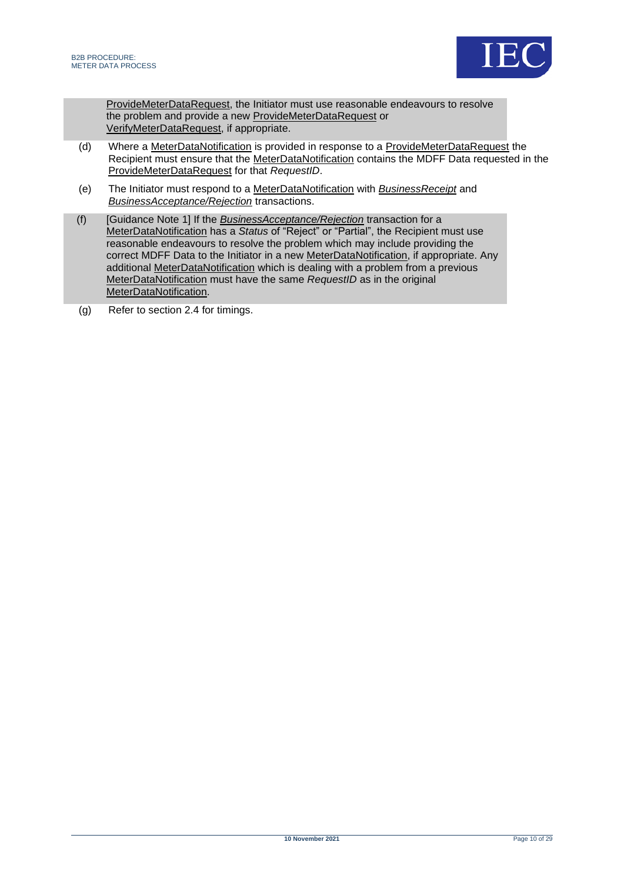ProvideMeterDataRequest, the Initiator must use reasonable endeavours to resolve the problem and provide a new ProvideMeterDataRequest or VerifyMeterDataRequest, if appropriate.

(d) Where a MeterDataNotification is provided in response to a ProvideMeterDataRequest the Recipient must ensure that the MeterDataNotification contains the MDFF Data requested in the ProvideMeterDataRequest for that *RequestID*.

(e) The Initiator must respond to a MeterDataNotification with *BusinessReceipt* and *BusinessAcceptance/Rejection* transactions.

(f) [Guidance Note 1] If the *BusinessAcceptance/Rejection* transaction for a MeterDataNotification has a *Status* of "Reject" or "Partial", the Recipient must use reasonable endeavours to resolve the problem which may include providing the correct MDFF Data to the Initiator in a new MeterDataNotification, if appropriate. Any additional MeterDataNotification which is dealing with a problem from a previous MeterDataNotification must have the same *RequestID* as in the original MeterDataNotification.

(g) Refer to section 2.4 for timings.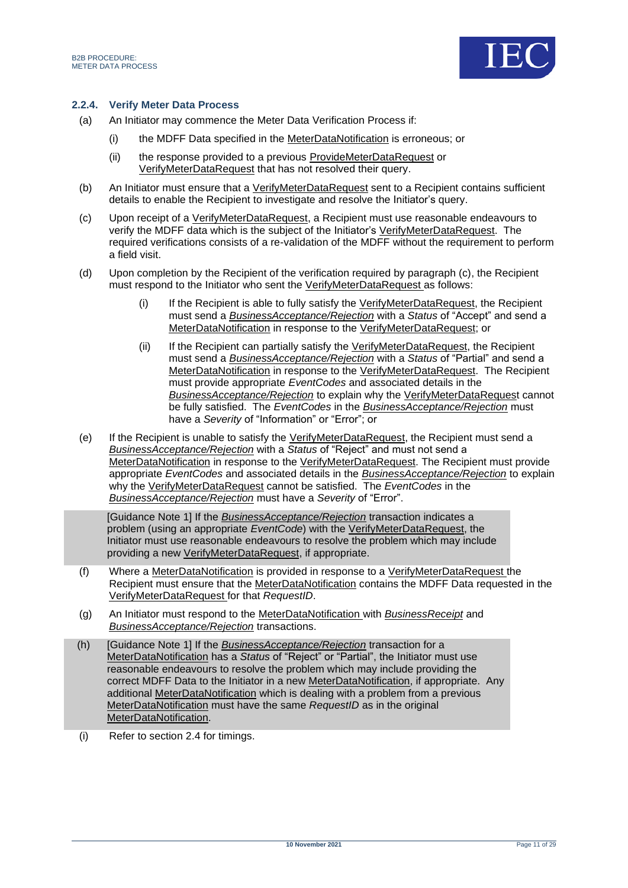### 2.2.4. Verify Meter Data Process

(a) An Initiator may commence the Meter Data Verification Process if:

 (i) the MDFF Data specified in the MeterDataNotification is erroneous; or

 (ii) the response provided to a previous ProvideMeterDataRequest or VerifyMeterDataRequest that has not resolved their query.

(b) An Initiator must ensure that a VerifyMeterDataRequest sent to a Recipient contains sufficient details to enable the Recipient to investigate and resolve the Initiator's query.

(c) Upon receipt of a VerifyMeterDataRequest, a Recipient must use reasonable endeavours to verify the MDFF data which is the subject of the Initiator's VerifyMeterDataRequest. The required verifications consists of a re-validation of the MDFF without the requirement to perform a field visit.

(d) Upon completion by the Recipient of the verification required by paragraph (c), the Recipient must respond to the Initiator who sent the VerifyMeterDataRequest as follows:

 (i) If the Recipient is able to fully satisfy the VerifyMeterDataRequest, the Recipient must send a ***BusinessAcceptance/Rejection*** with a *Status* of "Accept" and send a MeterDataNotification in response to the VerifyMeterDataRequest; or

 (ii) If the Recipient can partially satisfy the VerifyMeterDataRequest, the Recipient must send a ***BusinessAcceptance/Rejection*** with a *Status* of "Partial" and send a MeterDataNotification in response to the VerifyMeterDataRequest. The Recipient must provide appropriate *EventCodes* and associated details in the *BusinessAcceptance/Rejection* to explain why the VerifyMeterDataRequest cannot be fully satisfied. The *EventCodes* in the ***BusinessAcceptance/Rejection*** must have a *Severity* of "Information" or "Error"; or

(e) If the Recipient is unable to satisfy the VerifyMeterDataRequest, the Recipient must send a *BusinessAcceptance/Rejection* with a *Status* of "Reject" and must not send a MeterDataNotification in response to the VerifyMeterDataRequest. The Recipient must provide appropriate *EventCodes* and associated details in the ***BusinessAcceptance/Rejection*** to explain why the VerifyMeterDataRequest cannot be satisfied. The *EventCodes* in the *BusinessAcceptance/Rejection* must have a *Severity* of "Error".

 [Guidance Note 1] If the ***BusinessAcceptance/Rejection*** transaction indicates a problem (using an appropriate *EventCode*) with the VerifyMeterDataRequest, the Initiator must use reasonable endeavours to resolve the problem which may include providing a new VerifyMeterDataRequest, if appropriate.

(f) Where a MeterDataNotification is provided in response to a VerifyMeterDataRequest the Recipient must ensure that the MeterDataNotification contains the MDFF Data requested in the VerifyMeterDataRequest for that *RequestID*.

(g) An Initiator must respond to the MeterDataNotification with ***BusinessReceipt*** and ***BusinessAcceptance/Rejection*** transactions.

(h) [Guidance Note 1] If the ***BusinessAcceptance/Rejection*** transaction for a MeterDataNotification has a *Status* of "Reject" or "Partial", the Initiator must use reasonable endeavours to resolve the problem which may include providing the correct MDFF Data to the Initiator in a new MeterDataNotification, if appropriate. Any additional MeterDataNotification which is dealing with a problem from a previous MeterDataNotification must have the same *RequestID* as in the original MeterDataNotification.

(i) Refer to section 2.4 for timings.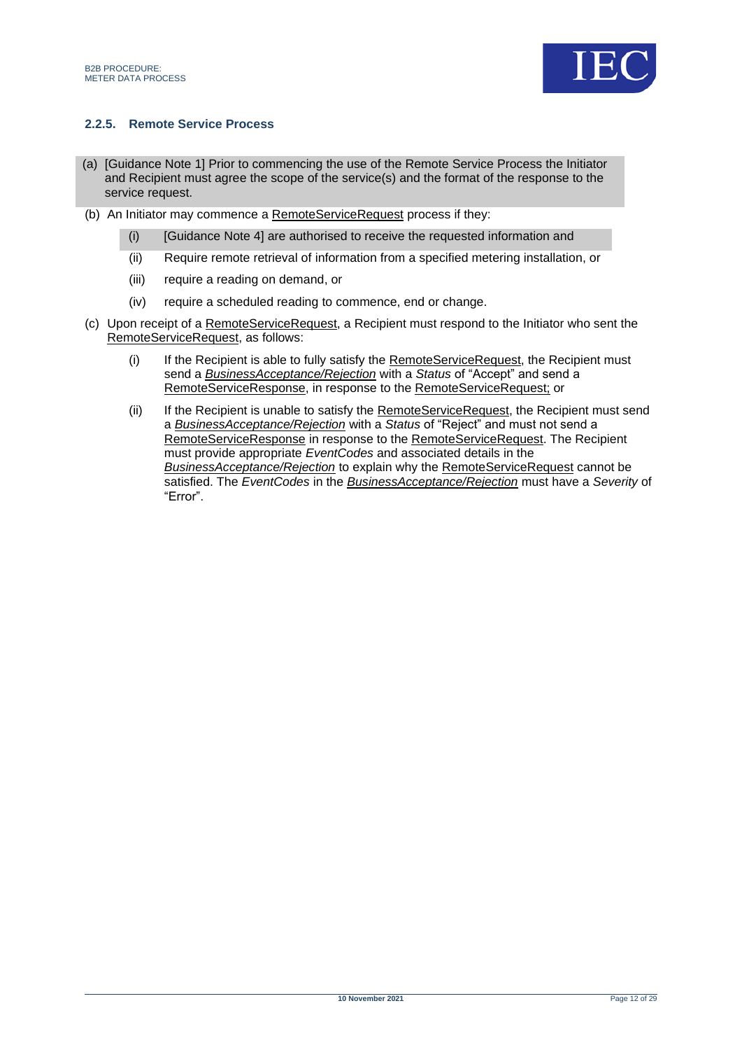### 2.2.5. Remote Service Process

(a) [Guidance Note 1] Prior to commencing the use of the Remote Service Process the Initiator and Recipient must agree the scope of the service(s) and the format of the response to the service request.

(b) An Initiator may commence a RemoteServiceRequest process if they:

   (i) [Guidance Note 4] are authorised to receive the requested information and

   (ii) Require remote retrieval of information from a specified metering installation, or

   (iii) require a reading on demand, or

   (iv) require a scheduled reading to commence, end or change.

(c) Upon receipt of a RemoteServiceRequest, a Recipient must respond to the Initiator who sent the RemoteServiceRequest, as follows:

   (i) If the Recipient is able to fully satisfy the RemoteServiceRequest, the Recipient must send a ***BusinessAcceptance/Rejection*** with a *Status* of "Accept" and send a RemoteServiceResponse, in response to the RemoteServiceRequest; or

   (ii) If the Recipient is unable to satisfy the RemoteServiceRequest, the Recipient must send a *BusinessAcceptance/Rejection* with a *Status* of "Reject" and must not send a RemoteServiceResponse in response to the RemoteServiceRequest. The Recipient must provide appropriate *EventCodes* and associated details in the *BusinessAcceptance/Rejection* to explain why the RemoteServiceRequest cannot be satisfied. The *EventCodes* in the *BusinessAcceptance/Rejection* must have a *Severity* of "Error".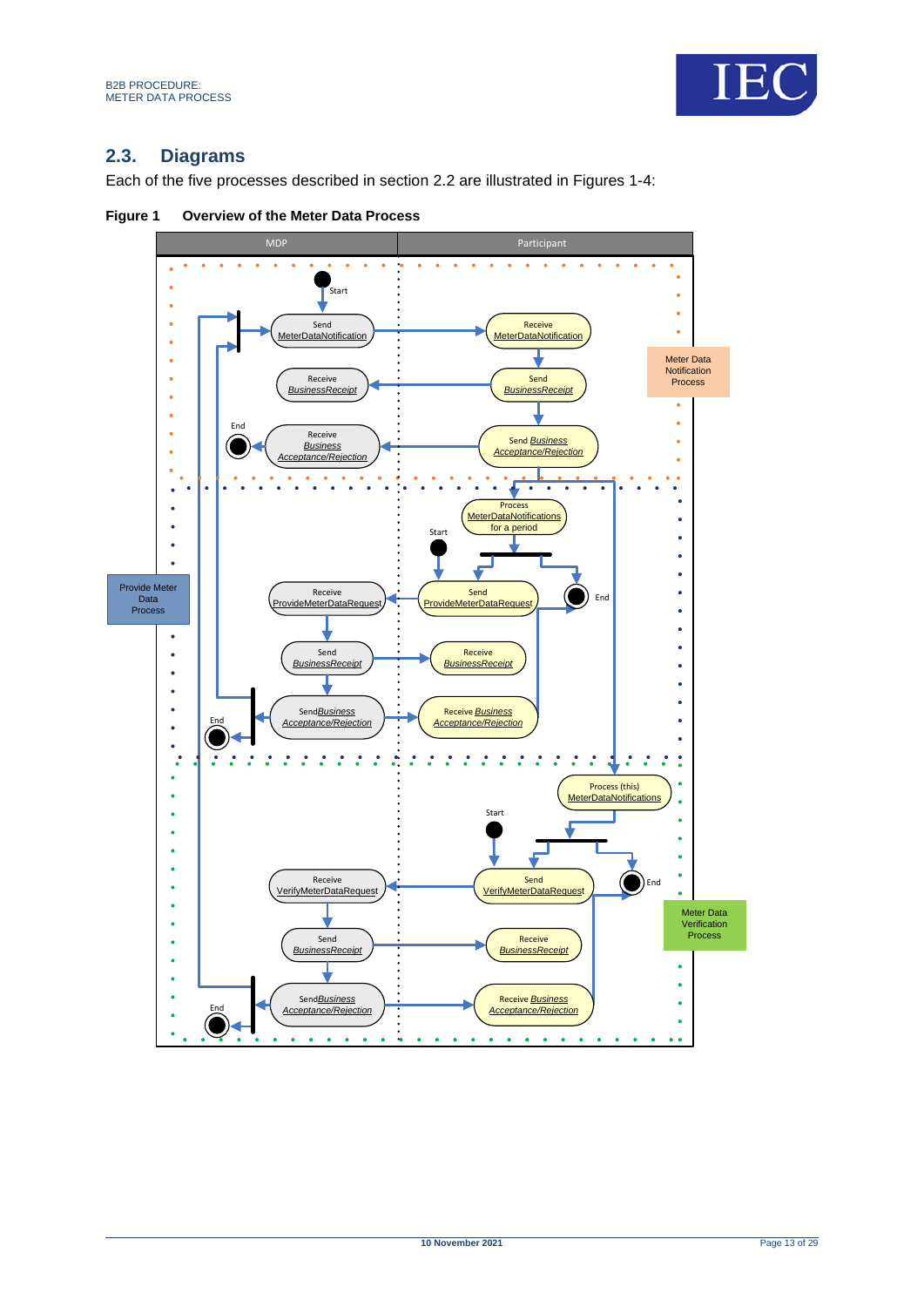## 2.3. Diagrams

Each of the five processes described in section 2.2 are illustrated in Figures 1-4:

**Figure 1 Overview of the Meter Data Process**

| MDP | Participant |
| --- | --- |
| Start | |
| Send MeterDataNotification | Receive MeterDataNotification |
| Receive BusinessReceipt | Send BusinessReceipt |
| End; Receive Business Acceptance/Rejection | Send Business Acceptance/Rejection |

Meter Data Notification Process

| MDP | Participant |
| --- | --- |
| | Process MeterDataNotifications for a period |
| | Start |
| Receive ProvideMeterDataRequest | Send ProvideMeterDataRequest; End |
| Send BusinessReceipt | Receive BusinessReceipt |
| End; Send Business Acceptance/Rejection | Receive Business Acceptance/Rejection |

Provide Meter Data Process

| MDP | Participant |
| --- | --- |
| | Process (this) MeterDataNotifications |
| | Start |
| Receive VerifyMeterDataRequest | Send VerifyMeterDataRequest; End |
| Send BusinessReceipt | Receive BusinessReceipt |
| End; Send Business Acceptance/Rejection | Receive Business Acceptance/Rejection |

Meter Data Verification Process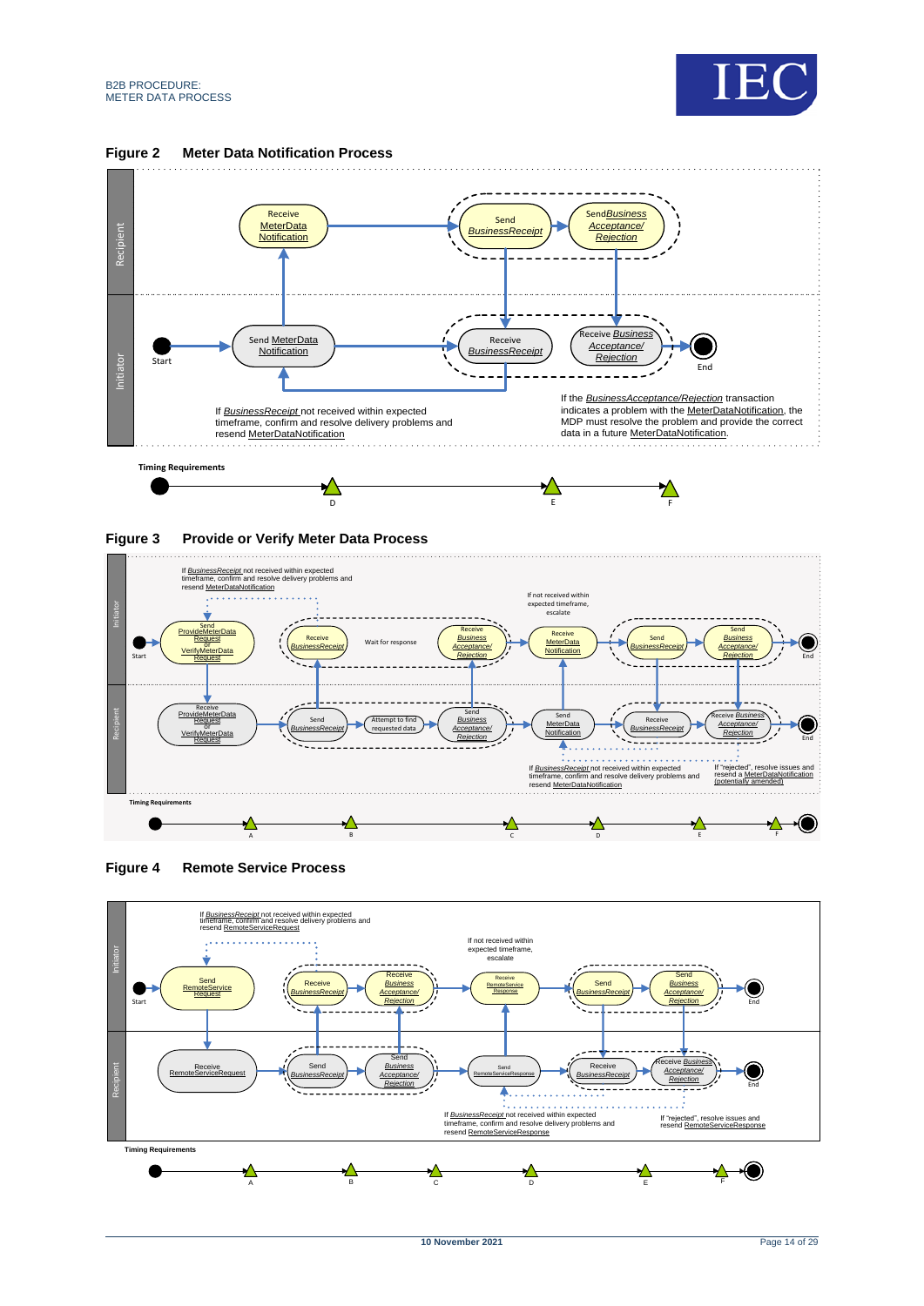**Figure 2 Meter Data Notification Process**

Recipient

Initiator

Receive MeterData Notification

Send BusinessReceipt

Send *Business Acceptance/ Rejection*

Start

Send MeterData Notification

Receive BusinessReceipt

Receive *Business Acceptance/ Rejection*

End

If *BusinessReceipt* not received within expected timeframe, confirm and resolve delivery problems and resend MeterDataNotification

If the *BusinessAcceptance/Rejection* transaction indicates a problem with the MeterDataNotification, the MDP must resolve the problem and provide the correct data in a future MeterDataNotification.

**Timing Requirements**

D E F

**Figure 3 Provide or Verify Meter Data Process**

Initiator

Recipient

If *BusinessReceipt* not received within expected timeframe, confirm and resolve delivery problems and resend MeterDataNotification

Start

Send ProvideMeterData Request or VerifyMeterData Request

Receive BusinessReceipt

Wait for response

Receive *Business Acceptance/ Rejection*

If not received within expected timeframe, escalate

Receive MeterData Notification

Send BusinessReceipt

Send *Business Acceptance/ Rejection*

End

Receive ProvideMeterData Request or VerifyMeterData Request

Send BusinessReceipt

Attempt to find requested data

Send *Business Acceptance/ Rejection*

Send MeterData Notification

Receive BusinessReceipt

Receive *Business Acceptance/ Rejection*

End

If *BusinessReceipt* not received within expected timeframe, confirm and resolve delivery problems and resend MeterDataNotification

If "rejected", resolve issues and resend a MeterDataNotification (potentially amended)

**Timing Requirements**

A B C D E F

**Figure 4 Remote Service Process**

Initiator

Recipient

If *BusinessReceipt* not received within expected timeframe, confirm and resolve delivery problems and resend RemoteServiceRequest

Start

Send RemoteService Request

Receive BusinessReceipt

Receive *Business Acceptance/ Rejection*

If not received within expected timeframe, escalate

Receive RemoteService Response

Send BusinessReceipt

Send *Business Acceptance/ Rejection*

End

Receive RemoteServiceRequest

Send BusinessReceipt

Send *Business Acceptance/ Rejection*

Send RemoteServiceResponse

Receive BusinessReceipt

Receive *Business Acceptance/ Rejection*

End

If *BusinessReceipt* not received within expected timeframe, confirm and resolve delivery problems and resend RemoteServiceResponse

If "rejected", resolve issues and resend RemoteServiceResponse

**Timing Requirements**

A B C D E F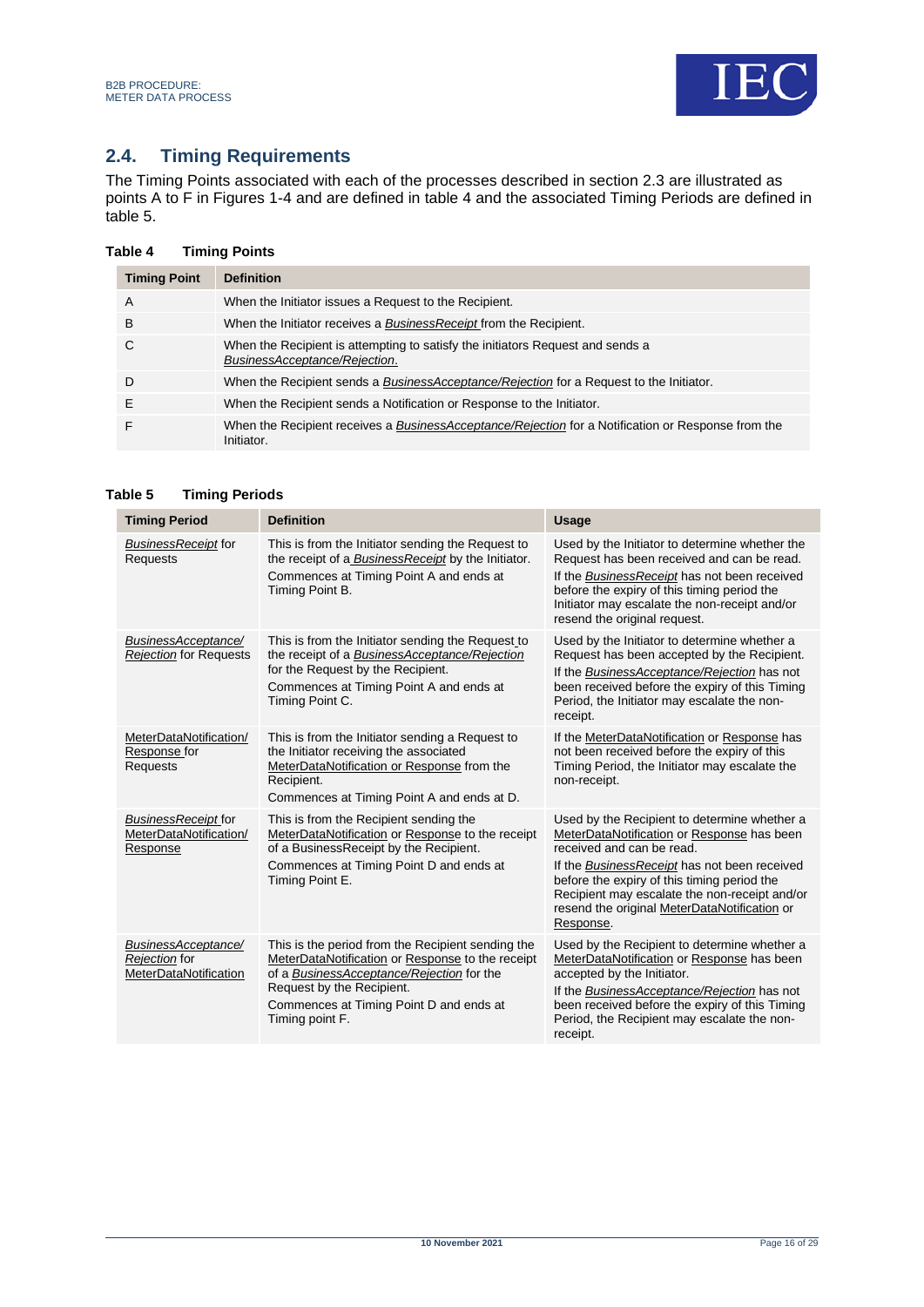## 2.4. Timing Requirements

The Timing Points associated with each of the processes described in section 2.3 are illustrated as points A to F in Figures 1-4 and are defined in table 4 and the associated Timing Periods are defined in table 5.

**Table 4 Timing Points**

| Timing Point | Definition |
| --- | --- |
| A | When the Initiator issues a Request to the Recipient. |
| B | When the Initiator receives a *BusinessReceipt* from the Recipient. |
| C | When the Recipient is attempting to satisfy the initiators Request and sends a *BusinessAcceptance/Rejection*. |
| D | When the Recipient sends a *BusinessAcceptance/Rejection* for a Request to the Initiator. |
| E | When the Recipient sends a Notification or Response to the Initiator. |
| F | When the Recipient receives a *BusinessAcceptance/Rejection* for a Notification or Response from the Initiator. |

**Table 5 Timing Periods**

| Timing Period | Definition | Usage |
| --- | --- | --- |
| *BusinessReceipt* for Requests | This is from the Initiator sending the Request to the receipt of a *BusinessReceipt* by the Initiator.<br>Commences at Timing Point A and ends at Timing Point B. | Used by the Initiator to determine whether the Request has been received and can be read.<br>If the *BusinessReceipt* has not been received before the expiry of this timing period the Initiator may escalate the non-receipt and/or resend the original request. |
| *BusinessAcceptance/ Rejection* for Requests | This is from the Initiator sending the Request to the receipt of a *BusinessAcceptance/Rejection* for the Request by the Recipient.<br>Commences at Timing Point A and ends at Timing Point C. | Used by the Initiator to determine whether a Request has been accepted by the Recipient.<br>If the *BusinessAcceptance/Rejection* has not been received before the expiry of this Timing Period, the Initiator may escalate the non-receipt. |
| MeterDataNotification/ Response for Requests | This is from the Initiator sending a Request to the Initiator receiving the associated MeterDataNotification or Response from the Recipient.<br>Commences at Timing Point A and ends at D. | If the MeterDataNotification or Response has not been received before the expiry of this Timing Period, the Initiator may escalate the non-receipt. |
| *BusinessReceipt* for MeterDataNotification/ Response | This is from the Recipient sending the MeterDataNotification or Response to the receipt of a BusinessReceipt by the Recipient.<br>Commences at Timing Point D and ends at Timing Point E. | Used by the Recipient to determine whether a MeterDataNotification or Response has been received and can be read.<br>If the *BusinessReceipt* has not been received before the expiry of this timing period the Recipient may escalate the non-receipt and/or resend the original MeterDataNotification or Response. |
| *BusinessAcceptance/ Rejection* for MeterDataNotification | This is the period from the Recipient sending the MeterDataNotification or Response to the receipt of a *BusinessAcceptance/Rejection* for the Request by the Recipient.<br>Commences at Timing Point D and ends at Timing point F. | Used by the Recipient to determine whether a MeterDataNotification or Response has been accepted by the Initiator.<br>If the *BusinessAcceptance/Rejection* has not been received before the expiry of this Timing Period, the Recipient may escalate the non-receipt. |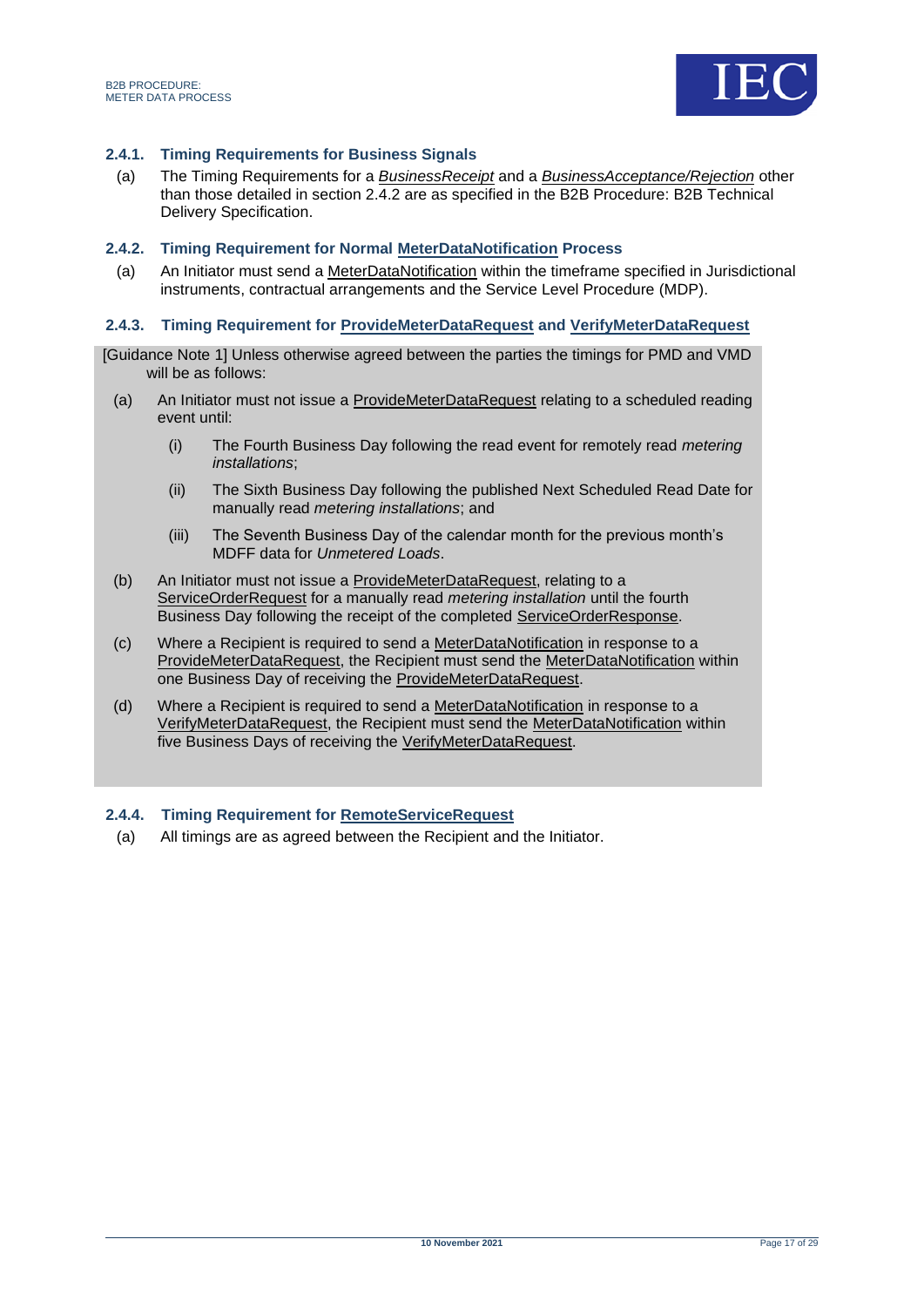### 2.4.1. Timing Requirements for Business Signals

(a) The Timing Requirements for a *BusinessReceipt* and a *BusinessAcceptance/Rejection* other than those detailed in section 2.4.2 are as specified in the B2B Procedure: B2B Technical Delivery Specification.

### 2.4.2. Timing Requirement for Normal MeterDataNotification Process

(a) An Initiator must send a MeterDataNotification within the timeframe specified in Jurisdictional instruments, contractual arrangements and the Service Level Procedure (MDP).

### 2.4.3. Timing Requirement for ProvideMeterDataRequest and VerifyMeterDataRequest

[Guidance Note 1] Unless otherwise agreed between the parties the timings for PMD and VMD will be as follows:

(a) An Initiator must not issue a ProvideMeterDataRequest relating to a scheduled reading event until:

  (i) The Fourth Business Day following the read event for remotely read *metering installations*;

  (ii) The Sixth Business Day following the published Next Scheduled Read Date for manually read *metering installations*; and

  (iii) The Seventh Business Day of the calendar month for the previous month's MDFF data for *Unmetered Loads*.

(b) An Initiator must not issue a ProvideMeterDataRequest, relating to a ServiceOrderRequest for a manually read *metering installation* until the fourth Business Day following the receipt of the completed ServiceOrderResponse.

(c) Where a Recipient is required to send a MeterDataNotification in response to a ProvideMeterDataRequest, the Recipient must send the MeterDataNotification within one Business Day of receiving the ProvideMeterDataRequest.

(d) Where a Recipient is required to send a MeterDataNotification in response to a VerifyMeterDataRequest, the Recipient must send the MeterDataNotification within five Business Days of receiving the VerifyMeterDataRequest.

### 2.4.4. Timing Requirement for RemoteServiceRequest

(a) All timings are as agreed between the Recipient and the Initiator.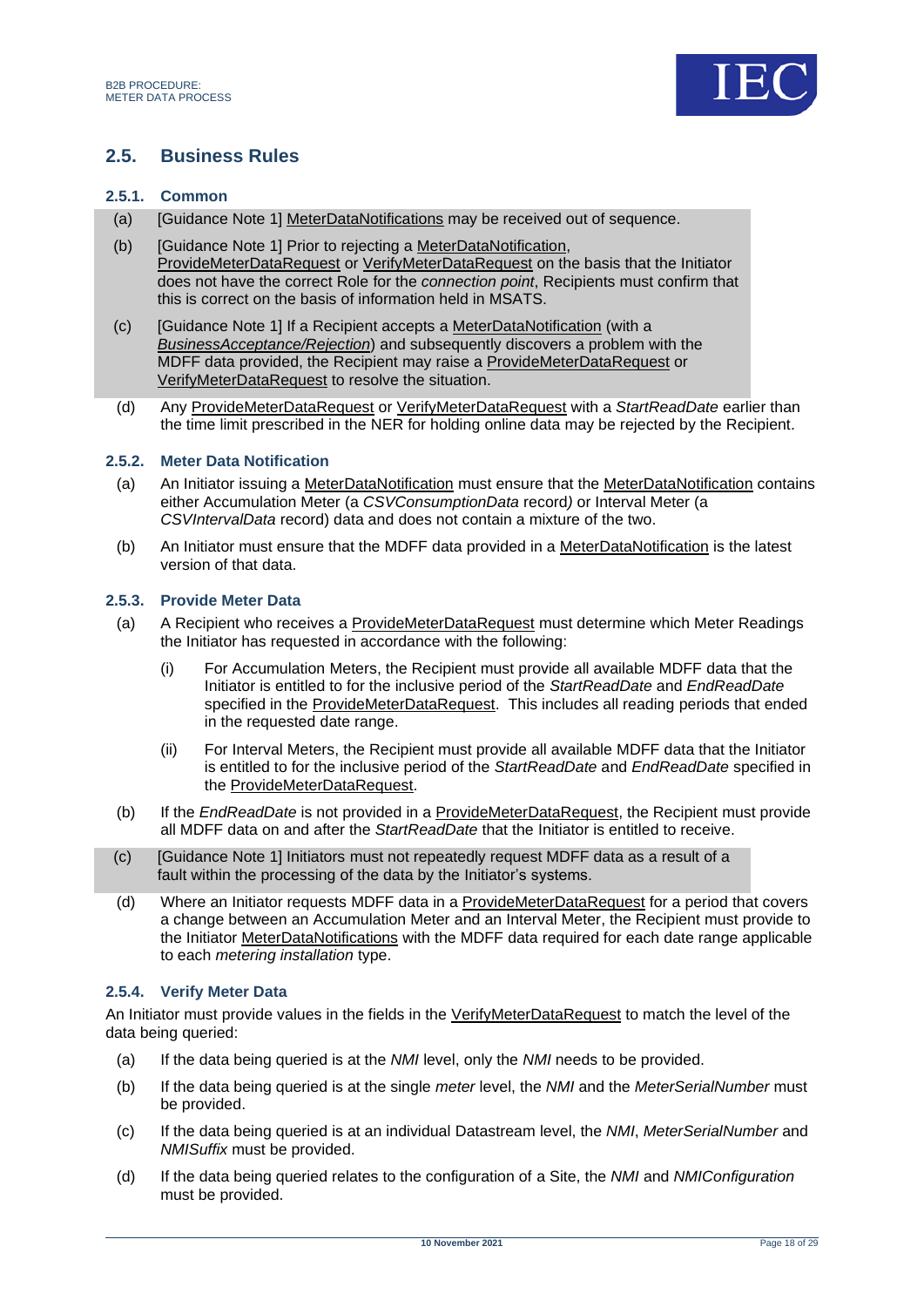## 2.5. Business Rules

### 2.5.1. Common

(a) [Guidance Note 1] MeterDataNotifications may be received out of sequence.

(b) [Guidance Note 1] Prior to rejecting a MeterDataNotification, ProvideMeterDataRequest or VerifyMeterDataRequest on the basis that the Initiator does not have the correct Role for the *connection point*, Recipients must confirm that this is correct on the basis of information held in MSATS.

(c) [Guidance Note 1] If a Recipient accepts a MeterDataNotification (with a *BusinessAcceptance/Rejection*) and subsequently discovers a problem with the MDFF data provided, the Recipient may raise a ProvideMeterDataRequest or VerifyMeterDataRequest to resolve the situation.

(d) Any ProvideMeterDataRequest or VerifyMeterDataRequest with a *StartReadDate* earlier than the time limit prescribed in the NER for holding online data may be rejected by the Recipient.

### 2.5.2. Meter Data Notification

(a) An Initiator issuing a MeterDataNotification must ensure that the MeterDataNotification contains either Accumulation Meter (a *CSVConsumptionData* record*)* or Interval Meter (a *CSVIntervalData* record) data and does not contain a mixture of the two.

(b) An Initiator must ensure that the MDFF data provided in a MeterDataNotification is the latest version of that data.

### 2.5.3. Provide Meter Data

(a) A Recipient who receives a ProvideMeterDataRequest must determine which Meter Readings the Initiator has requested in accordance with the following:

  (i) For Accumulation Meters, the Recipient must provide all available MDFF data that the Initiator is entitled to for the inclusive period of the *StartReadDate* and *EndReadDate* specified in the ProvideMeterDataRequest. This includes all reading periods that ended in the requested date range.

  (ii) For Interval Meters, the Recipient must provide all available MDFF data that the Initiator is entitled to for the inclusive period of the *StartReadDate* and *EndReadDate* specified in the ProvideMeterDataRequest.

(b) If the *EndReadDate* is not provided in a ProvideMeterDataRequest, the Recipient must provide all MDFF data on and after the *StartReadDate* that the Initiator is entitled to receive.

(c) [Guidance Note 1] Initiators must not repeatedly request MDFF data as a result of a fault within the processing of the data by the Initiator's systems.

(d) Where an Initiator requests MDFF data in a ProvideMeterDataRequest for a period that covers a change between an Accumulation Meter and an Interval Meter, the Recipient must provide to the Initiator MeterDataNotifications with the MDFF data required for each date range applicable to each *metering installation* type.

### 2.5.4. Verify Meter Data

An Initiator must provide values in the fields in the VerifyMeterDataRequest to match the level of the data being queried:

(a) If the data being queried is at the *NMI* level, only the *NMI* needs to be provided.

(b) If the data being queried is at the single *meter* level, the *NMI* and the *MeterSerialNumber* must be provided.

(c) If the data being queried is at an individual Datastream level, the *NMI*, *MeterSerialNumber* and *NMISuffix* must be provided.

(d) If the data being queried relates to the configuration of a Site, the *NMI* and *NMIConfiguration* must be provided.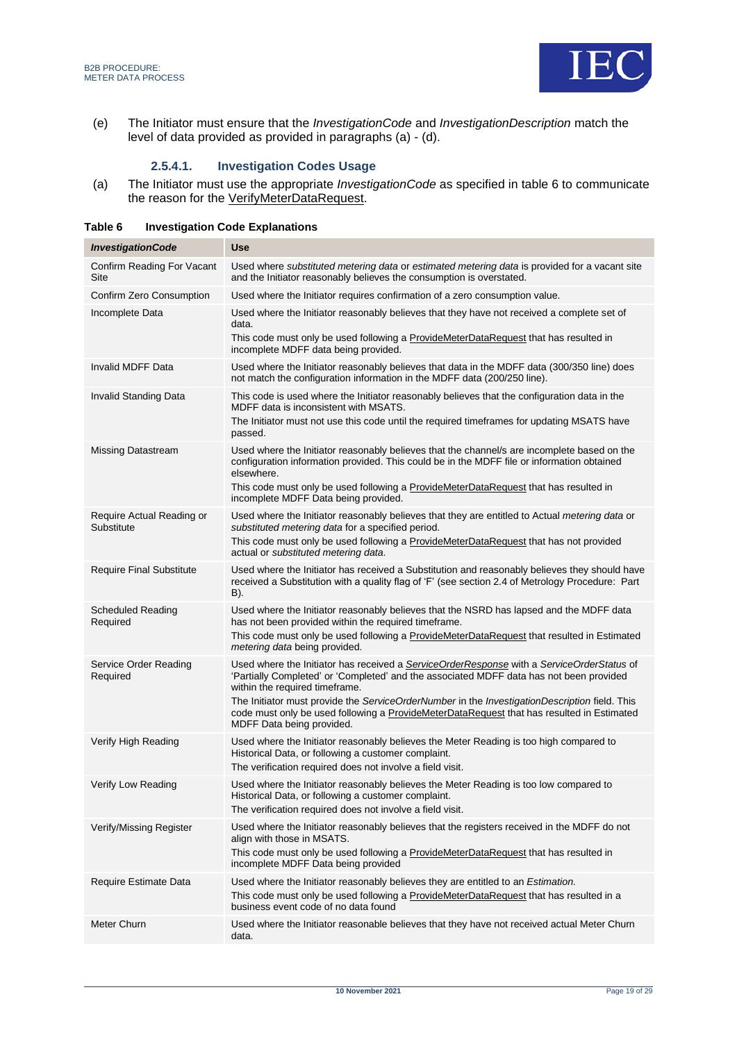(e) The Initiator must ensure that the *InvestigationCode* and *InvestigationDescription* match the level of data provided as provided in paragraphs (a) - (d).

### 2.5.4.1. Investigation Codes Usage

(a) The Initiator must use the appropriate *InvestigationCode* as specified in table 6 to communicate the reason for the VerifyMeterDataRequest.

**Table 6 Investigation Code Explanations**

| *InvestigationCode* | Use |
|---|---|
| Confirm Reading For Vacant Site | Used where *substituted metering data* or *estimated metering data* is provided for a vacant site and the Initiator reasonably believes the consumption is overstated. |
| Confirm Zero Consumption | Used where the Initiator requires confirmation of a zero consumption value. |
| Incomplete Data | Used where the Initiator reasonably believes that they have not received a complete set of data.<br>This code must only be used following a ProvideMeterDataRequest that has resulted in incomplete MDFF data being provided. |
| Invalid MDFF Data | Used where the Initiator reasonably believes that data in the MDFF data (300/350 line) does not match the configuration information in the MDFF data (200/250 line). |
| Invalid Standing Data | This code is used where the Initiator reasonably believes that the configuration data in the MDFF data is inconsistent with MSATS.<br>The Initiator must not use this code until the required timeframes for updating MSATS have passed. |
| Missing Datastream | Used where the Initiator reasonably believes that the channel/s are incomplete based on the configuration information provided. This could be in the MDFF file or information obtained elsewhere.<br>This code must only be used following a ProvideMeterDataRequest that has resulted in incomplete MDFF Data being provided. |
| Require Actual Reading or Substitute | Used where the Initiator reasonably believes that they are entitled to Actual *metering data* or *substituted metering data* for a specified period.<br>This code must only be used following a ProvideMeterDataRequest that has not provided actual or *substituted metering data*. |
| Require Final Substitute | Used where the Initiator has received a Substitution and reasonably believes they should have received a Substitution with a quality flag of 'F' (see section 2.4 of Metrology Procedure: Part B). |
| Scheduled Reading Required | Used where the Initiator reasonably believes that the NSRD has lapsed and the MDFF data has not been provided within the required timeframe.<br>This code must only be used following a ProvideMeterDataRequest that resulted in Estimated *metering data* being provided. |
| Service Order Reading Required | Used where the Initiator has received a *ServiceOrderResponse* with a *ServiceOrderStatus* of 'Partially Completed' or 'Completed' and the associated MDFF data has not been provided within the required timeframe.<br>The Initiator must provide the *ServiceOrderNumber* in the *InvestigationDescription* field. This code must only be used following a ProvideMeterDataRequest that has resulted in Estimated MDFF Data being provided. |
| Verify High Reading | Used where the Initiator reasonably believes the Meter Reading is too high compared to Historical Data, or following a customer complaint.<br>The verification required does not involve a field visit. |
| Verify Low Reading | Used where the Initiator reasonably believes the Meter Reading is too low compared to Historical Data, or following a customer complaint.<br>The verification required does not involve a field visit. |
| Verify/Missing Register | Used where the Initiator reasonably believes that the registers received in the MDFF do not align with those in MSATS.<br>This code must only be used following a ProvideMeterDataRequest that has resulted in incomplete MDFF Data being provided |
| Require Estimate Data | Used where the Initiator reasonably believes they are entitled to an *Estimation*.<br>This code must only be used following a ProvideMeterDataRequest that has resulted in a business event code of no data found |
| Meter Churn | Used where the Initiator reasonable believes that they have not received actual Meter Churn data. |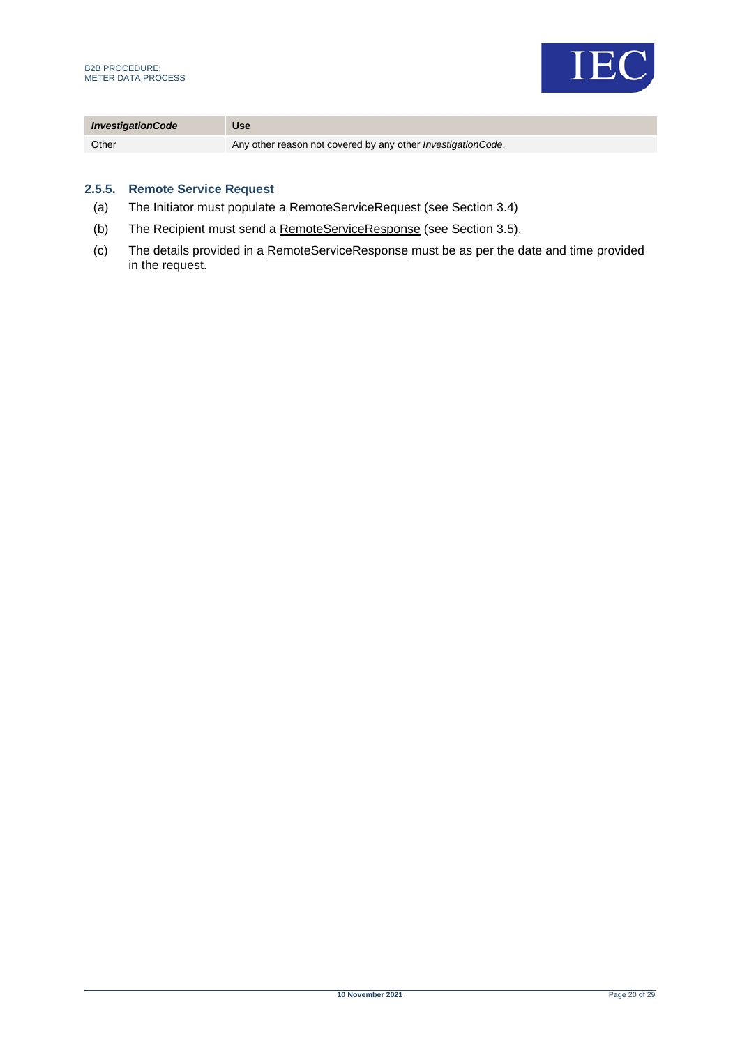| *InvestigationCode* | Use |
| --- | --- |
| Other | Any other reason not covered by any other *InvestigationCode*. |

### 2.5.5. Remote Service Request

(a) The Initiator must populate a RemoteServiceRequest (see Section 3.4)

(b) The Recipient must send a RemoteServiceResponse (see Section 3.5).

(c) The details provided in a RemoteServiceResponse must be as per the date and time provided in the request.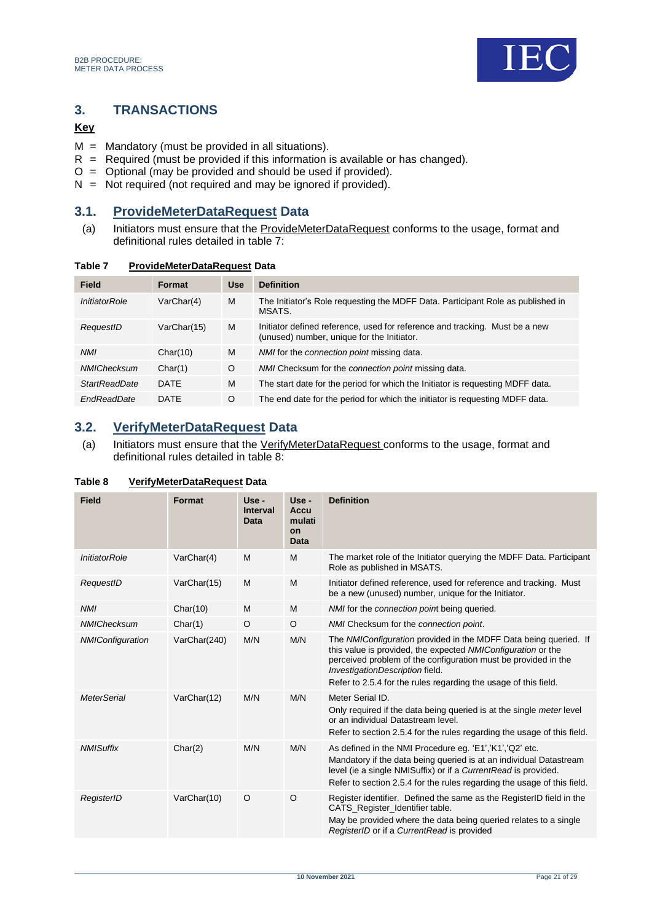# 3. TRANSACTIONS

**Key**

M = Mandatory (must be provided in all situations).
R = Required (must be provided if this information is available or has changed).
O = Optional (may be provided and should be used if provided).
N = Not required (not required and may be ignored if provided).

## 3.1. ProvideMeterDataRequest Data

(a) Initiators must ensure that the ProvideMeterDataRequest conforms to the usage, format and definitional rules detailed in table 7:

**Table 7 ProvideMeterDataRequest Data**

| Field | Format | Use | Definition |
|---|---|---|---|
| *InitiatorRole* | VarChar(4) | M | The Initiator's Role requesting the MDFF Data. Participant Role as published in MSATS. |
| *RequestID* | VarChar(15) | M | Initiator defined reference, used for reference and tracking. Must be a new (unused) number, unique for the Initiator. |
| *NMI* | Char(10) | M | *NMI* for the *connection point* missing data. |
| *NMIChecksum* | Char(1) | O | *NMI* Checksum for the *connection point* missing data. |
| *StartReadDate* | DATE | M | The start date for the period for which the Initiator is requesting MDFF data. |
| *EndReadDate* | DATE | O | The end date for the period for which the initiator is requesting MDFF data. |

## 3.2. VerifyMeterDataRequest Data

(a) Initiators must ensure that the VerifyMeterDataRequest conforms to the usage, format and definitional rules detailed in table 8:

**Table 8 VerifyMeterDataRequest Data**

| Field | Format | Use - Interval Data | Use - Accumulation Data | Definition |
|---|---|---|---|---|
| *InitiatorRole* | VarChar(4) | M | M | The market role of the Initiator querying the MDFF Data. Participant Role as published in MSATS. |
| *RequestID* | VarChar(15) | M | M | Initiator defined reference, used for reference and tracking. Must be a new (unused) number, unique for the Initiator. |
| *NMI* | Char(10) | M | M | *NMI* for the *connection point* being queried. |
| *NMIChecksum* | Char(1) | O | O | *NMI* Checksum for the *connection point*. |
| *NMIConfiguration* | VarChar(240) | M/N | M/N | The *NMIConfiguration* provided in the MDFF Data being queried. If this value is provided, the expected *NMIConfiguration* or the perceived problem of the configuration must be provided in the *InvestigationDescription* field.<br>Refer to 2.5.4 for the rules regarding the usage of this field. |
| *MeterSerial* | VarChar(12) | M/N | M/N | Meter Serial ID.<br>Only required if the data being queried is at the single *meter* level or an individual Datastream level.<br>Refer to section 2.5.4 for the rules regarding the usage of this field. |
| *NMISuffix* | Char(2) | M/N | M/N | As defined in the NMI Procedure eg. 'E1','K1','Q2' etc.<br>Mandatory if the data being queried is at an individual Datastream level (ie a single NMISuffix) or if a *CurrentRead* is provided.<br>Refer to section 2.5.4 for the rules regarding the usage of this field. |
| *RegisterID* | VarChar(10) | O | O | Register identifier. Defined the same as the RegisterID field in the CATS_Register_Identifier table.<br>May be provided where the data being queried relates to a single *RegisterID* or if a *CurrentRead* is provided |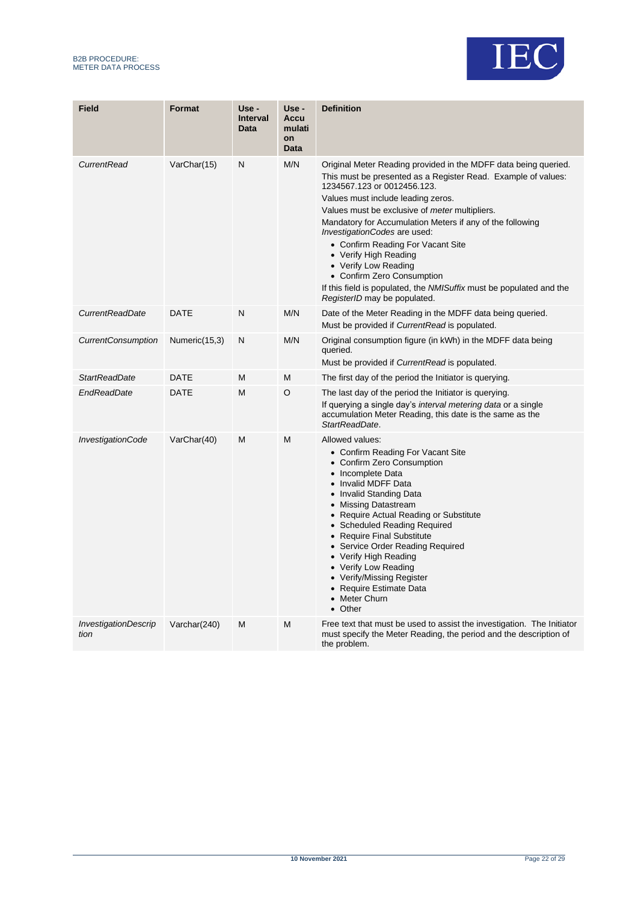| Field | Format | Use - Interval Data | Use - Accumulation Data | Definition |
|---|---|---|---|---|
| *CurrentRead* | VarChar(15) | N | M/N | Original Meter Reading provided in the MDFF data being queried.<br>This must be presented as a Register Read. Example of values: 1234567.123 or 0012456.123.<br>Values must include leading zeros.<br>Values must be exclusive of *meter* multipliers.<br>Mandatory for Accumulation Meters if any of the following *InvestigationCodes* are used:<br>• Confirm Reading For Vacant Site<br>• Verify High Reading<br>• Verify Low Reading<br>• Confirm Zero Consumption<br>If this field is populated, the *NMISuffix* must be populated and the *RegisterID* may be populated. |
| *CurrentReadDate* | DATE | N | M/N | Date of the Meter Reading in the MDFF data being queried.<br>Must be provided if *CurrentRead* is populated. |
| *CurrentConsumption* | Numeric(15,3) | N | M/N | Original consumption figure (in kWh) in the MDFF data being queried.<br>Must be provided if *CurrentRead* is populated. |
| *StartReadDate* | DATE | M | M | The first day of the period the Initiator is querying. |
| *EndReadDate* | DATE | M | O | The last day of the period the Initiator is querying.<br>If querying a single day's *interval metering data* or a single accumulation Meter Reading, this date is the same as the *StartReadDate*. |
| *InvestigationCode* | VarChar(40) | M | M | Allowed values:<br>• Confirm Reading For Vacant Site<br>• Confirm Zero Consumption<br>• Incomplete Data<br>• Invalid MDFF Data<br>• Invalid Standing Data<br>• Missing Datastream<br>• Require Actual Reading or Substitute<br>• Scheduled Reading Required<br>• Require Final Substitute<br>• Service Order Reading Required<br>• Verify High Reading<br>• Verify Low Reading<br>• Verify/Missing Register<br>• Require Estimate Data<br>• Meter Churn<br>• Other |
| *InvestigationDescription* | Varchar(240) | M | M | Free text that must be used to assist the investigation. The Initiator must specify the Meter Reading, the period and the description of the problem. |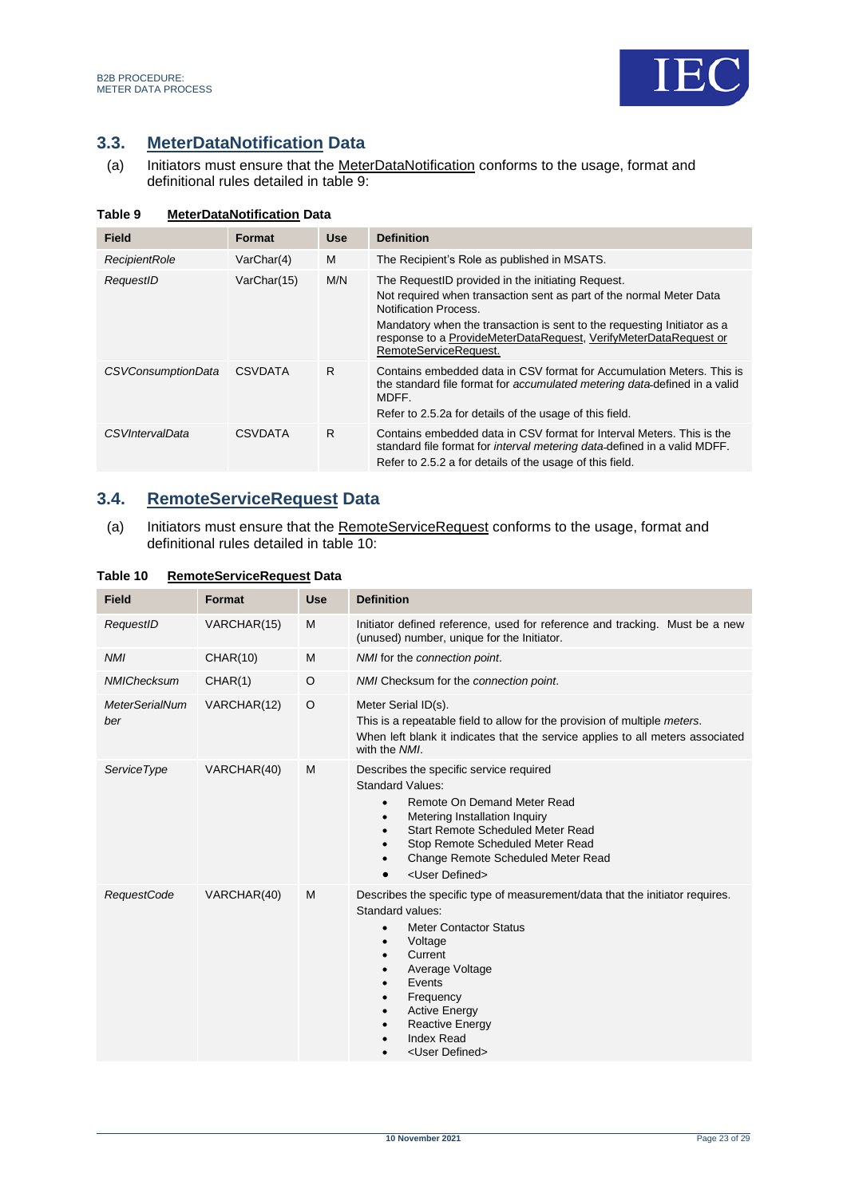## 3.3. MeterDataNotification Data

(a) Initiators must ensure that the MeterDataNotification conforms to the usage, format and definitional rules detailed in table 9:

**Table 9 MeterDataNotification Data**

| Field | Format | Use | Definition |
|---|---|---|---|
| *RecipientRole* | VarChar(4) | M | The Recipient's Role as published in MSATS. |
| *RequestID* | VarChar(15) | M/N | The RequestID provided in the initiating Request.<br>Not required when transaction sent as part of the normal Meter Data Notification Process.<br>Mandatory when the transaction is sent to the requesting Initiator as a response to a ProvideMeterDataRequest, VerifyMeterDataRequest or RemoteServiceRequest. |
| *CSVConsumptionData* | CSVDATA | R | Contains embedded data in CSV format for Accumulation Meters. This is the standard file format for *accumulated metering data* defined in a valid MDFF.<br>Refer to 2.5.2a for details of the usage of this field. |
| *CSVIntervalData* | CSVDATA | R | Contains embedded data in CSV format for Interval Meters. This is the standard file format for *interval metering data* defined in a valid MDFF.<br>Refer to 2.5.2 a for details of the usage of this field. |

## 3.4. RemoteServiceRequest Data

(a) Initiators must ensure that the RemoteServiceRequest conforms to the usage, format and definitional rules detailed in table 10:

**Table 10 RemoteServiceRequest Data**

| Field | Format | Use | Definition |
|---|---|---|---|
| *RequestID* | VARCHAR(15) | M | Initiator defined reference, used for reference and tracking. Must be a new (unused) number, unique for the Initiator. |
| *NMI* | CHAR(10) | M | *NMI* for the *connection point*. |
| *NMIChecksum* | CHAR(1) | O | *NMI* Checksum for the *connection point*. |
| *MeterSerialNumber* | VARCHAR(12) | O | Meter Serial ID(s).<br>This is a repeatable field to allow for the provision of multiple *meters*.<br>When left blank it indicates that the service applies to all meters associated with the *NMI*. |
| *ServiceType* | VARCHAR(40) | M | Describes the specific service required<br>Standard Values:<br>• Remote On Demand Meter Read<br>• Metering Installation Inquiry<br>• Start Remote Scheduled Meter Read<br>• Stop Remote Scheduled Meter Read<br>• Change Remote Scheduled Meter Read<br>• <User Defined> |
| *RequestCode* | VARCHAR(40) | M | Describes the specific type of measurement/data that the initiator requires.<br>Standard values:<br>• Meter Contactor Status<br>• Voltage<br>• Current<br>• Average Voltage<br>• Events<br>• Frequency<br>• Active Energy<br>• Reactive Energy<br>• Index Read<br>• <User Defined> |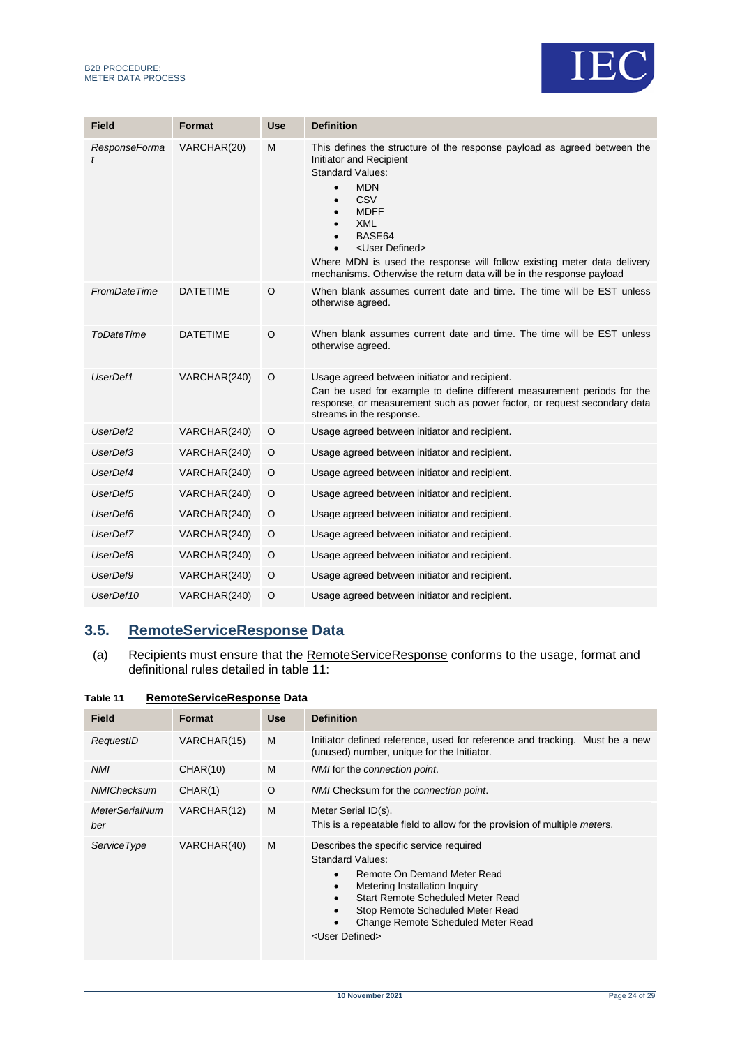| Field | Format | Use | Definition |
|---|---|---|---|
| *ResponseFormat* | VARCHAR(20) | M | This defines the structure of the response payload as agreed between the Initiator and Recipient<br>Standard Values:<br>• MDN<br>• CSV<br>• MDFF<br>• XML<br>• BASE64<br>• <User Defined><br>Where MDN is used the response will follow existing meter data delivery mechanisms. Otherwise the return data will be in the response payload |
| *FromDateTime* | DATETIME | O | When blank assumes current date and time. The time will be EST unless otherwise agreed. |
| *ToDateTime* | DATETIME | O | When blank assumes current date and time. The time will be EST unless otherwise agreed. |
| *UserDef1* | VARCHAR(240) | O | Usage agreed between initiator and recipient.<br>Can be used for example to define different measurement periods for the response, or measurement such as power factor, or request secondary data streams in the response. |
| *UserDef2* | VARCHAR(240) | O | Usage agreed between initiator and recipient. |
| *UserDef3* | VARCHAR(240) | O | Usage agreed between initiator and recipient. |
| *UserDef4* | VARCHAR(240) | O | Usage agreed between initiator and recipient. |
| *UserDef5* | VARCHAR(240) | O | Usage agreed between initiator and recipient. |
| *UserDef6* | VARCHAR(240) | O | Usage agreed between initiator and recipient. |
| *UserDef7* | VARCHAR(240) | O | Usage agreed between initiator and recipient. |
| *UserDef8* | VARCHAR(240) | O | Usage agreed between initiator and recipient. |
| *UserDef9* | VARCHAR(240) | O | Usage agreed between initiator and recipient. |
| *UserDef10* | VARCHAR(240) | O | Usage agreed between initiator and recipient. |

## 3.5. RemoteServiceResponse Data

(a) Recipients must ensure that the RemoteServiceResponse conforms to the usage, format and definitional rules detailed in table 11:

**Table 11 RemoteServiceResponse Data**

| Field | Format | Use | Definition |
|---|---|---|---|
| *RequestID* | VARCHAR(15) | M | Initiator defined reference, used for reference and tracking. Must be a new (unused) number, unique for the Initiator. |
| *NMI* | CHAR(10) | M | *NMI* for the *connection point*. |
| *NMIChecksum* | CHAR(1) | O | *NMI* Checksum for the *connection point*. |
| *MeterSerialNumber* | VARCHAR(12) | M | Meter Serial ID(s).<br>This is a repeatable field to allow for the provision of multiple *meters*. |
| *ServiceType* | VARCHAR(40) | M | Describes the specific service required<br>Standard Values:<br>• Remote On Demand Meter Read<br>• Metering Installation Inquiry<br>• Start Remote Scheduled Meter Read<br>• Stop Remote Scheduled Meter Read<br>• Change Remote Scheduled Meter Read<br><User Defined> |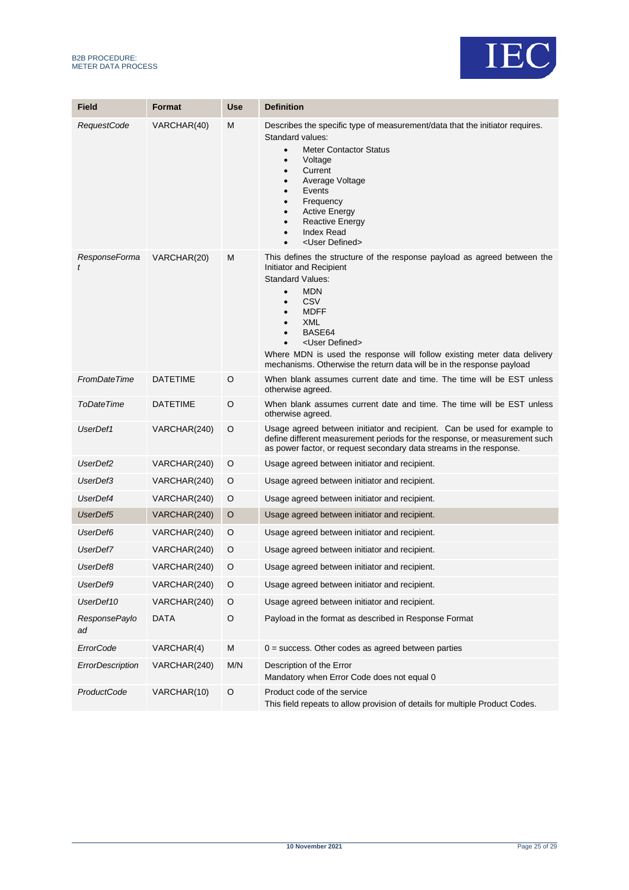| Field | Format | Use | Definition |
|---|---|---|---|
| *RequestCode* | VARCHAR(40) | M | Describes the specific type of measurement/data that the initiator requires.<br>Standard values:<br>• Meter Contactor Status<br>• Voltage<br>• Current<br>• Average Voltage<br>• Events<br>• Frequency<br>• Active Energy<br>• Reactive Energy<br>• Index Read<br>• <User Defined> |
| *ResponseFormat* | VARCHAR(20) | M | This defines the structure of the response payload as agreed between the Initiator and Recipient<br>Standard Values:<br>• MDN<br>• CSV<br>• MDFF<br>• XML<br>• BASE64<br>• <User Defined><br>Where MDN is used the response will follow existing meter data delivery mechanisms. Otherwise the return data will be in the response payload |
| *FromDateTime* | DATETIME | O | When blank assumes current date and time. The time will be EST unless otherwise agreed. |
| *ToDateTime* | DATETIME | O | When blank assumes current date and time. The time will be EST unless otherwise agreed. |
| *UserDef1* | VARCHAR(240) | O | Usage agreed between initiator and recipient. Can be used for example to define different measurement periods for the response, or measurement such as power factor, or request secondary data streams in the response. |
| *UserDef2* | VARCHAR(240) | O | Usage agreed between initiator and recipient. |
| *UserDef3* | VARCHAR(240) | O | Usage agreed between initiator and recipient. |
| *UserDef4* | VARCHAR(240) | O | Usage agreed between initiator and recipient. |
| *UserDef5* | VARCHAR(240) | O | Usage agreed between initiator and recipient. |
| *UserDef6* | VARCHAR(240) | O | Usage agreed between initiator and recipient. |
| *UserDef7* | VARCHAR(240) | O | Usage agreed between initiator and recipient. |
| *UserDef8* | VARCHAR(240) | O | Usage agreed between initiator and recipient. |
| *UserDef9* | VARCHAR(240) | O | Usage agreed between initiator and recipient. |
| *UserDef10* | VARCHAR(240) | O | Usage agreed between initiator and recipient. |
| *ResponsePayload* | DATA | O | Payload in the format as described in Response Format |
| *ErrorCode* | VARCHAR(4) | M | 0 = success. Other codes as agreed between parties |
| *ErrorDescription* | VARCHAR(240) | M/N | Description of the Error<br>Mandatory when Error Code does not equal 0 |
| *ProductCode* | VARCHAR(10) | O | Product code of the service<br>This field repeats to allow provision of details for multiple Product Codes. |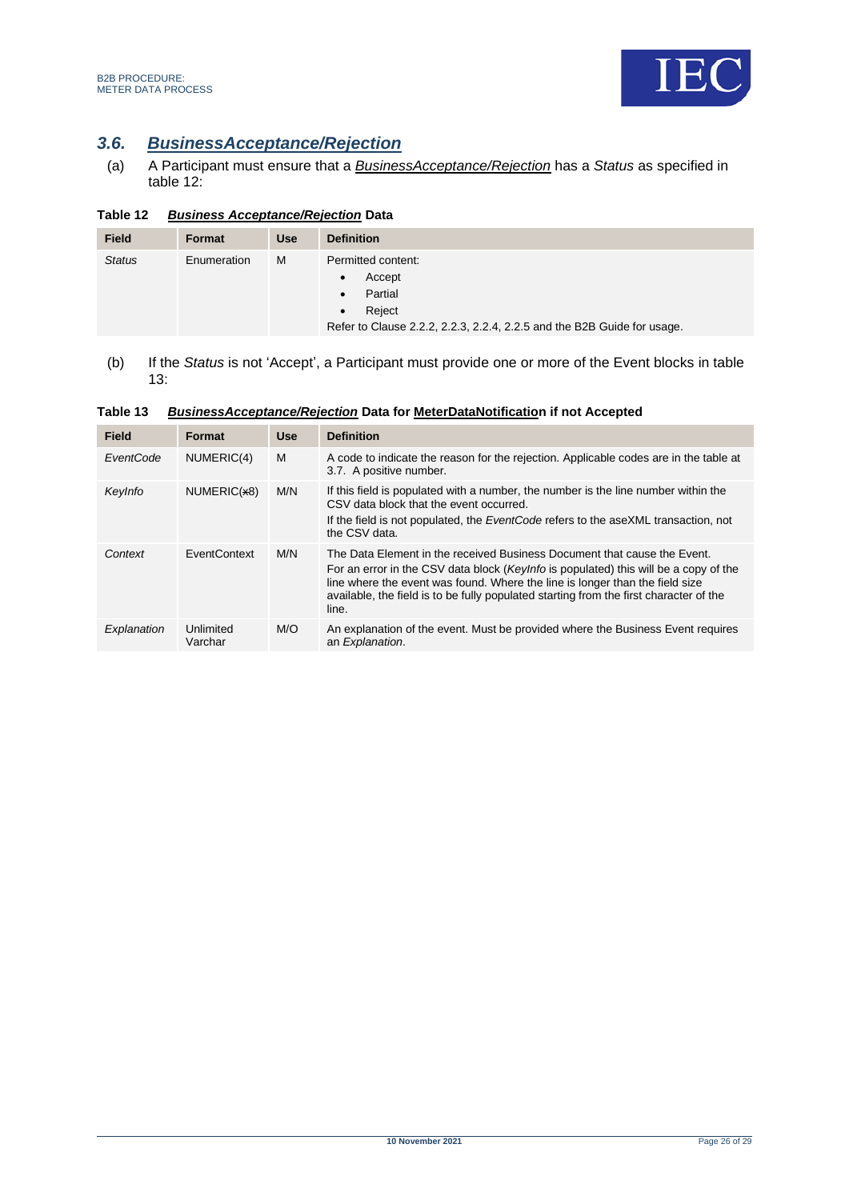### 3.6. *BusinessAcceptance/Rejection*

(a) A Participant must ensure that a *BusinessAcceptance/Rejection* has a *Status* as specified in table 12:

**Table 12 *Business Acceptance/Rejection* Data**

| Field | Format | Use | Definition |
|---|---|---|---|
| *Status* | Enumeration | M | Permitted content:<br>• Accept<br>• Partial<br>• Reject<br>Refer to Clause 2.2.2, 2.2.3, 2.2.4, 2.2.5 and the B2B Guide for usage. |

(b) If the *Status* is not 'Accept', a Participant must provide one or more of the Event blocks in table 13:

**Table 13 *BusinessAcceptance/Rejection* Data for MeterDataNotification if not Accepted**

| Field | Format | Use | Definition |
|---|---|---|---|
| *EventCode* | NUMERIC(4) | M | A code to indicate the reason for the rejection. Applicable codes are in the table at 3.7. A positive number. |
| *KeyInfo* | NUMERIC(x8) | M/N | If this field is populated with a number, the number is the line number within the CSV data block that the event occurred.<br>If the field is not populated, the *EventCode* refers to the aseXML transaction, not the CSV data. |
| *Context* | EventContext | M/N | The Data Element in the received Business Document that cause the Event.<br>For an error in the CSV data block (*KeyInfo* is populated) this will be a copy of the line where the event was found. Where the line is longer than the field size available, the field is to be fully populated starting from the first character of the line. |
| *Explanation* | Unlimited Varchar | M/O | An explanation of the event. Must be provided where the Business Event requires an *Explanation*. |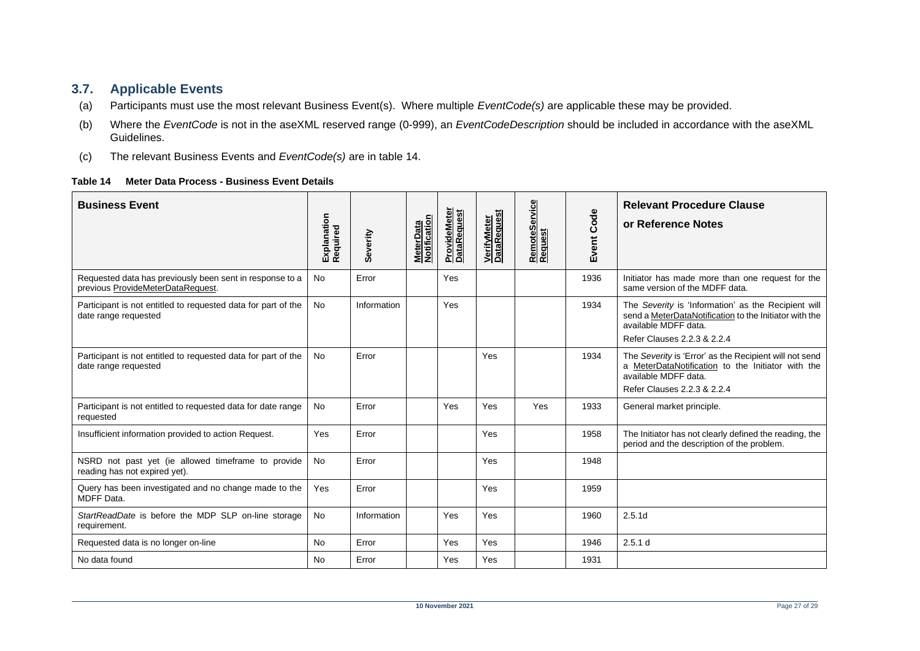## 3.7. Applicable Events

(a) Participants must use the most relevant Business Event(s). Where multiple *EventCode(s)* are applicable these may be provided.

(b) Where the *EventCode* is not in the aseXML reserved range (0-999), an *EventCodeDescription* should be included in accordance with the aseXML Guidelines.

(c) The relevant Business Events and *EventCode(s)* are in table 14.

**Table 14 Meter Data Process - Business Event Details**

| Business Event | Explanation Required | Severity | MeterData Notification | ProvideMeter DataRequest | VerifyMeter DataRequest | RemoteService Request | Event Code | Relevant Procedure Clause or Reference Notes |
|---|---|---|---|---|---|---|---|---|
| Requested data has previously been sent in response to a previous ProvideMeterDataRequest. | No | Error | | Yes | | | 1936 | Initiator has made more than one request for the same version of the MDFF data. |
| Participant is not entitled to requested data for part of the date range requested | No | Information | | Yes | | | 1934 | The *Severity* is 'Information' as the Recipient will send a MeterDataNotification to the Initiator with the available MDFF data.<br>Refer Clauses 2.2.3 & 2.2.4 |
| Participant is not entitled to requested data for part of the date range requested | No | Error | | | Yes | | 1934 | The *Severity* is 'Error' as the Recipient will not send a MeterDataNotification to the Initiator with the available MDFF data.<br>Refer Clauses 2.2.3 & 2.2.4 |
| Participant is not entitled to requested data for date range requested | No | Error | | Yes | Yes | Yes | 1933 | General market principle. |
| Insufficient information provided to action Request. | Yes | Error | | | Yes | | 1958 | The Initiator has not clearly defined the reading, the period and the description of the problem. |
| NSRD not past yet (ie allowed timeframe to provide reading has not expired yet). | No | Error | | | Yes | | 1948 | |
| Query has been investigated and no change made to the MDFF Data. | Yes | Error | | | Yes | | 1959 | |
| *StartReadDate* is before the MDP SLP on-line storage requirement. | No | Information | | Yes | Yes | | 1960 | 2.5.1d |
| Requested data is no longer on-line | No | Error | | Yes | Yes | | 1946 | 2.5.1 d |
| No data found | No | Error | | Yes | Yes | | 1931 | |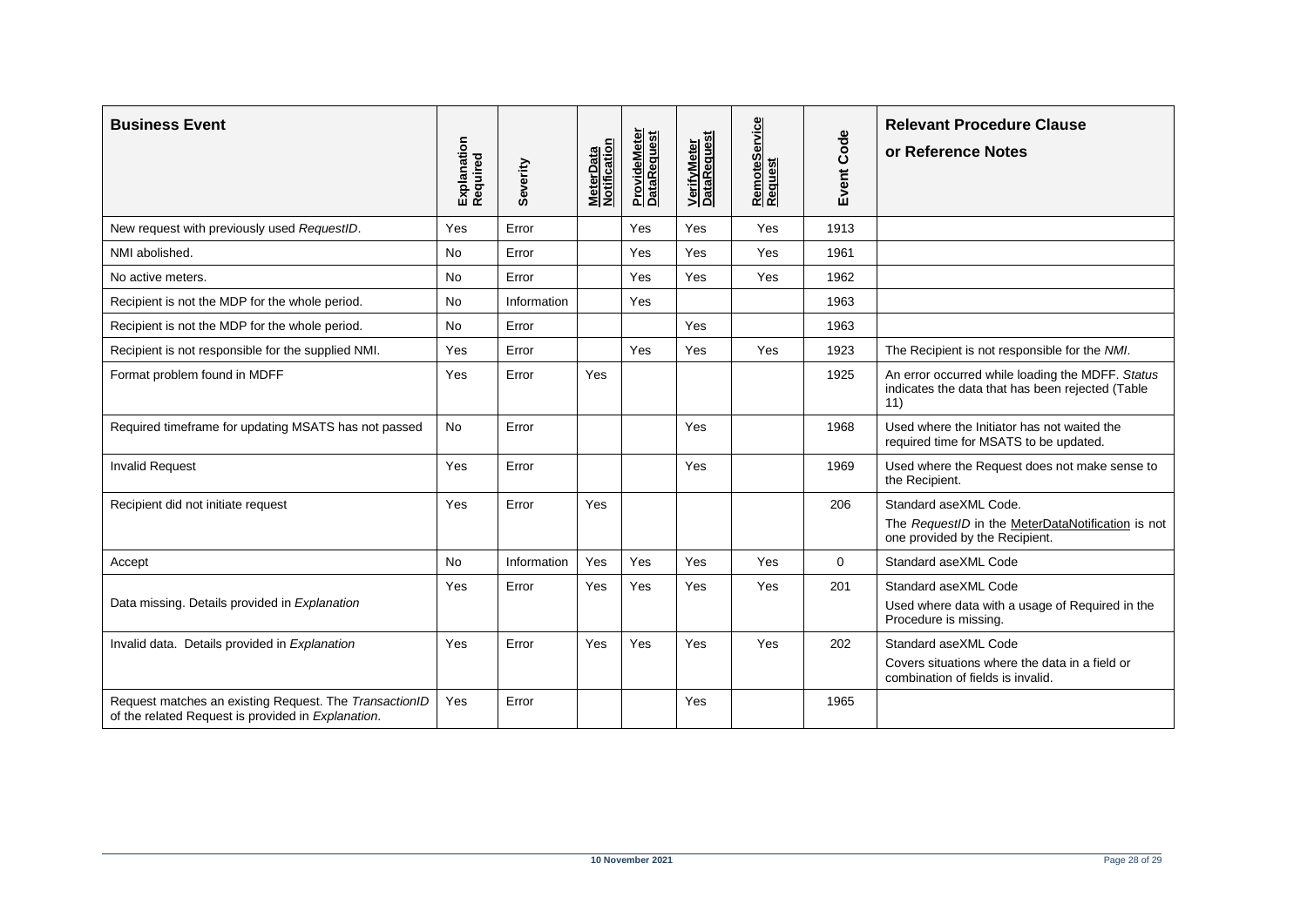| Business Event | Explanation Required | Severity | MeterData Notification | ProvideMeter DataRequest | VerifyMeter DataRequest | RemoteService Request | Event Code | Relevant Procedure Clause or Reference Notes |
|---|---|---|---|---|---|---|---|---|
| New request with previously used *RequestID*. | Yes | Error | | Yes | Yes | Yes | 1913 | |
| NMI abolished. | No | Error | | Yes | Yes | Yes | 1961 | |
| No active meters. | No | Error | | Yes | Yes | Yes | 1962 | |
| Recipient is not the MDP for the whole period. | No | Information | | Yes | | | 1963 | |
| Recipient is not the MDP for the whole period. | No | Error | | | Yes | | 1963 | |
| Recipient is not responsible for the supplied NMI. | Yes | Error | | Yes | Yes | Yes | 1923 | The Recipient is not responsible for the *NMI*. |
| Format problem found in MDFF | Yes | Error | Yes | | | | 1925 | An error occurred while loading the MDFF. *Status* indicates the data that has been rejected (Table 11) |
| Required timeframe for updating MSATS has not passed | No | Error | | | Yes | | 1968 | Used where the Initiator has not waited the required time for MSATS to be updated. |
| Invalid Request | Yes | Error | | | Yes | | 1969 | Used where the Request does not make sense to the Recipient. |
| Recipient did not initiate request | Yes | Error | Yes | | | | 206 | Standard aseXML Code. The *RequestID* in the MeterDataNotification is not one provided by the Recipient. |
| Accept | No | Information | Yes | Yes | Yes | Yes | 0 | Standard aseXML Code |
| Data missing. Details provided in *Explanation* | Yes | Error | Yes | Yes | Yes | Yes | 201 | Standard aseXML Code Used where data with a usage of Required in the Procedure is missing. |
| Invalid data. Details provided in *Explanation* | Yes | Error | Yes | Yes | Yes | Yes | 202 | Standard aseXML Code Covers situations where the data in a field or combination of fields is invalid. |
| Request matches an existing Request. The *TransactionID* of the related Request is provided in *Explanation*. | Yes | Error | | | Yes | | 1965 | |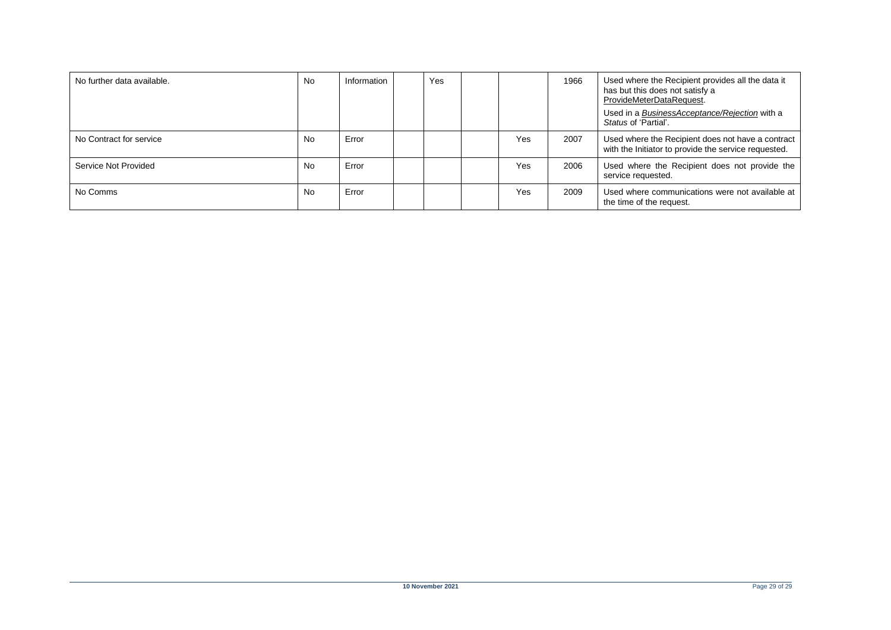| | | | | | | | | |
|---|---|---|---|---|---|---|---|---|
| No further data available. | No | Information | | Yes | | | 1966 | Used where the Recipient provides all the data it has but this does not satisfy a ProvideMeterDataRequest.<br>Used in a ***BusinessAcceptance/Rejection*** with a *Status* of 'Partial'. |
| No Contract for service | No | Error | | | | Yes | 2007 | Used where the Recipient does not have a contract with the Initiator to provide the service requested. |
| Service Not Provided | No | Error | | | | Yes | 2006 | Used where the Recipient does not provide the service requested. |
| No Comms | No | Error | | | | Yes | 2009 | Used where communications were not available at the time of the request. |